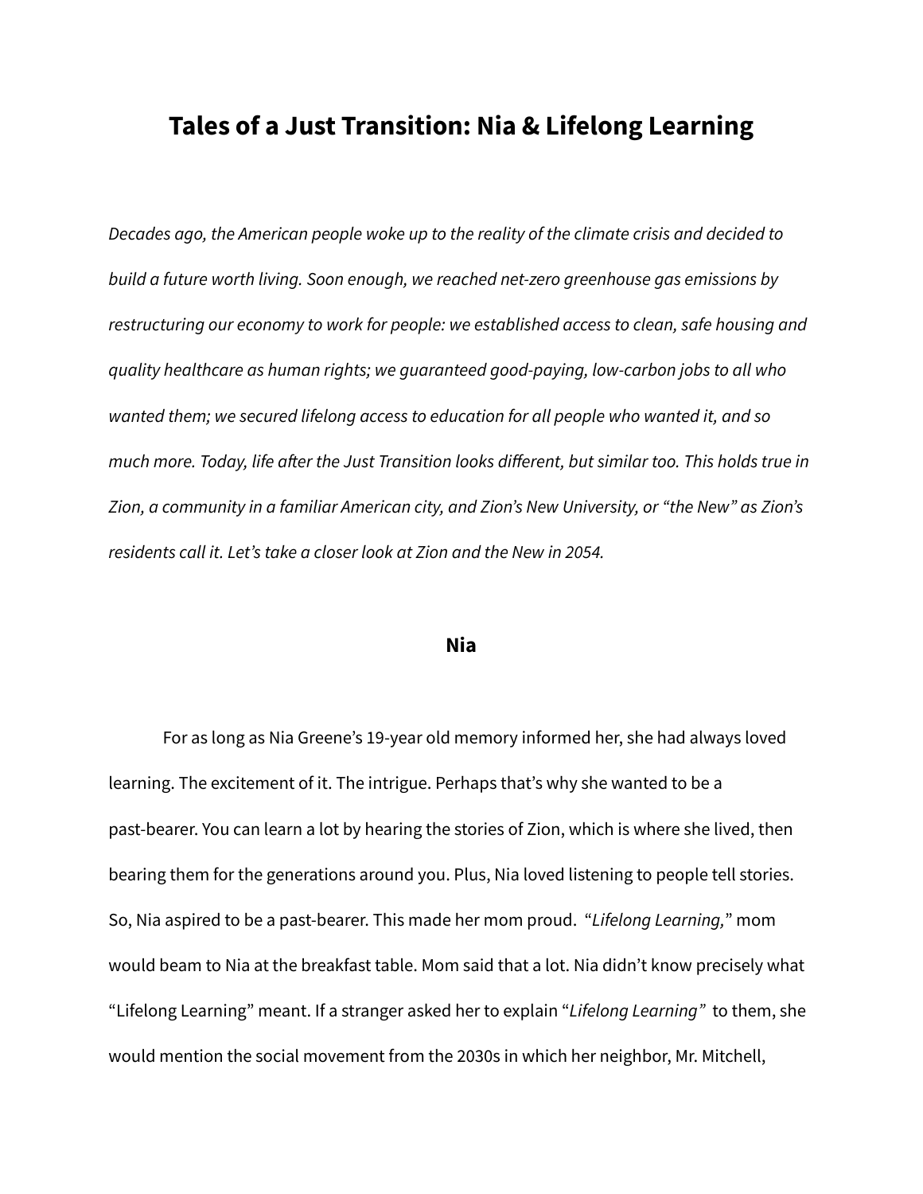# Tales of a Just Transition: Nia & Lifelong Learning

*Decades ago, the American people woke up to the reality of the climate crisis and decided to build a future worth living. Soon enough, we reached net-zero greenhouse gas emissions by restructuring our economy to work for people: we established access to clean, safe housing and quality healthcare as human rights; we guaranteed good-paying, low-carbon jobs to all who wanted them; we secured lifelong access to education for all people who wanted it, and so much more. Today, life after the Just Transition looks different, but similar too. This holds true in Zion, a community in a familiar American city, and Zion's New University, or "the New" as Zion's residents call it. Let's take a closer look at Zion and the New in 2054.*

## Nia

For as long as Nia Greene's 19-year old memory informed her, she had always loved learning. The excitement of it. The intrigue. Perhaps that's why she wanted to be a past-bearer. You can learn a lot by hearing the stories of Zion, which is where she lived, then bearing them for the generations around you. Plus, Nia loved listening to people tell stories. So, Nia aspired to be a past-bearer. This made her mom proud. "*Lifelong Learning,*" mom would beam to Nia at the breakfast table. Mom said that a lot. Nia didn't know precisely what "Lifelong Learning" meant. If a stranger asked her to explain "*Lifelong Learning*" to them, she would mention the social movement from the 2030s in which her neighbor, Mr. Mitchell,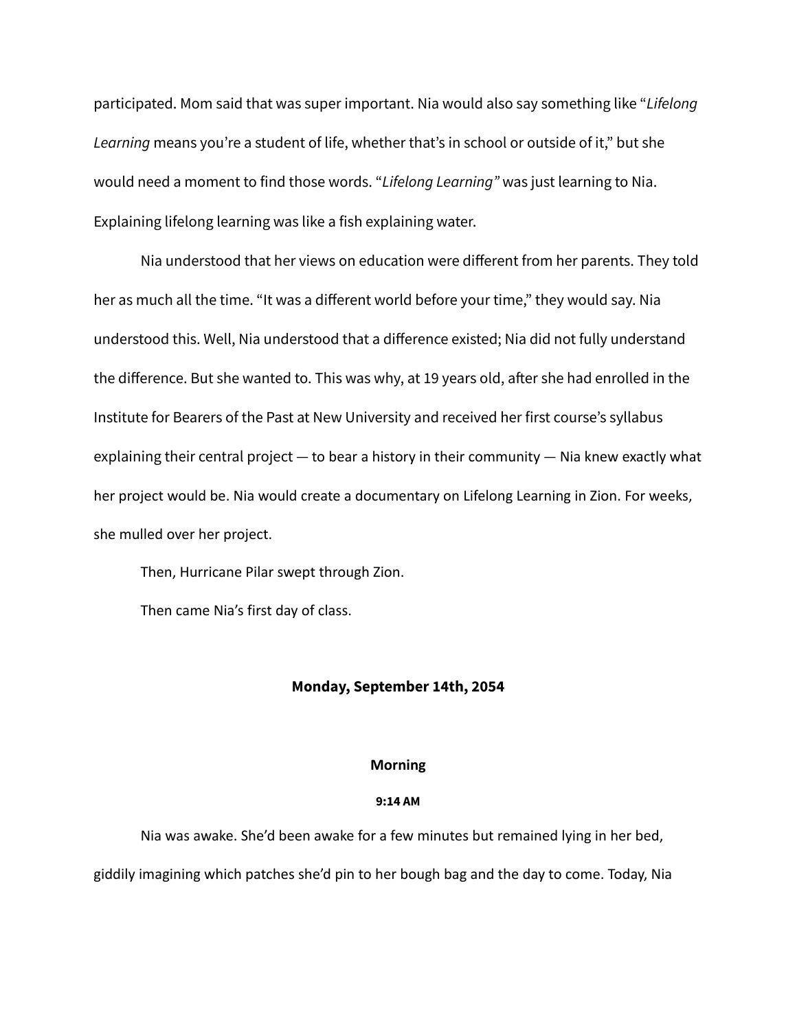participated. Mom said that was super important. Nia would also say something like "*Lifelong Learning* means you're a student of life, whether that's in school or outside of it," but she would need a moment to find those words. "*Lifelong Learning"* was just learning to Nia. Explaining lifelong learning was like a fish explaining water.

Nia understood that her views on education were different from her parents. They told her as much all the time. "It was a different world before your time," they would say. Nia understood this. Well, Nia understood that a difference existed; Nia did not fully understand the difference. But she wanted to. This was why, at 19 years old, after she had enrolled in the Institute for Bearers of the Past at New University and received her first course's syllabus explaining their central project — to bear a history in their community — Nia knew exactly what her project would be. Nia would create a documentary on Lifelong Learning in Zion. For weeks, she mulled over her project.

Then, Hurricane Pilar swept through Zion.

Then came Nia's first day of class.

**Monday, September 14th, 2054**

**Morning**

**9:14 AM**

Nia was awake. She'd been awake for a few minutes but remained lying in her bed, giddily imagining which patches she'd pin to her bough bag and the day to come. Today, Nia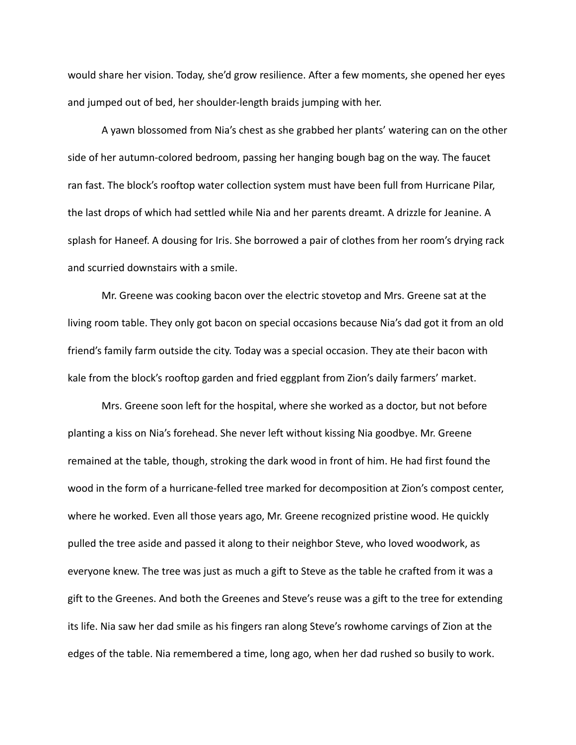would share her vision. Today, she'd grow resilience. After a few moments, she opened her eyes and jumped out of bed, her shoulder-length braids jumping with her.

A yawn blossomed from Nia's chest as she grabbed her plants' watering can on the other side of her autumn-colored bedroom, passing her hanging bough bag on the way. The faucet ran fast. The block's rooftop water collection system must have been full from Hurricane Pilar, the last drops of which had settled while Nia and her parents dreamt. A drizzle for Jeanine. A splash for Haneef. A dousing for Iris. She borrowed a pair of clothes from her room's drying rack and scurried downstairs with a smile.

Mr. Greene was cooking bacon over the electric stovetop and Mrs. Greene sat at the living room table. They only got bacon on special occasions because Nia's dad got it from an old friend's family farm outside the city. Today was a special occasion. They ate their bacon with kale from the block's rooftop garden and fried eggplant from Zion's daily farmers' market.

Mrs. Greene soon left for the hospital, where she worked as a doctor, but not before planting a kiss on Nia's forehead. She never left without kissing Nia goodbye. Mr. Greene remained at the table, though, stroking the dark wood in front of him. He had first found the wood in the form of a hurricane-felled tree marked for decomposition at Zion's compost center, where he worked. Even all those years ago, Mr. Greene recognized pristine wood. He quickly pulled the tree aside and passed it along to their neighbor Steve, who loved woodwork, as everyone knew. The tree was just as much a gift to Steve as the table he crafted from it was a gift to the Greenes. And both the Greenes and Steve's reuse was a gift to the tree for extending its life. Nia saw her dad smile as his fingers ran along Steve's rowhome carvings of Zion at the edges of the table. Nia remembered a time, long ago, when her dad rushed so busily to work.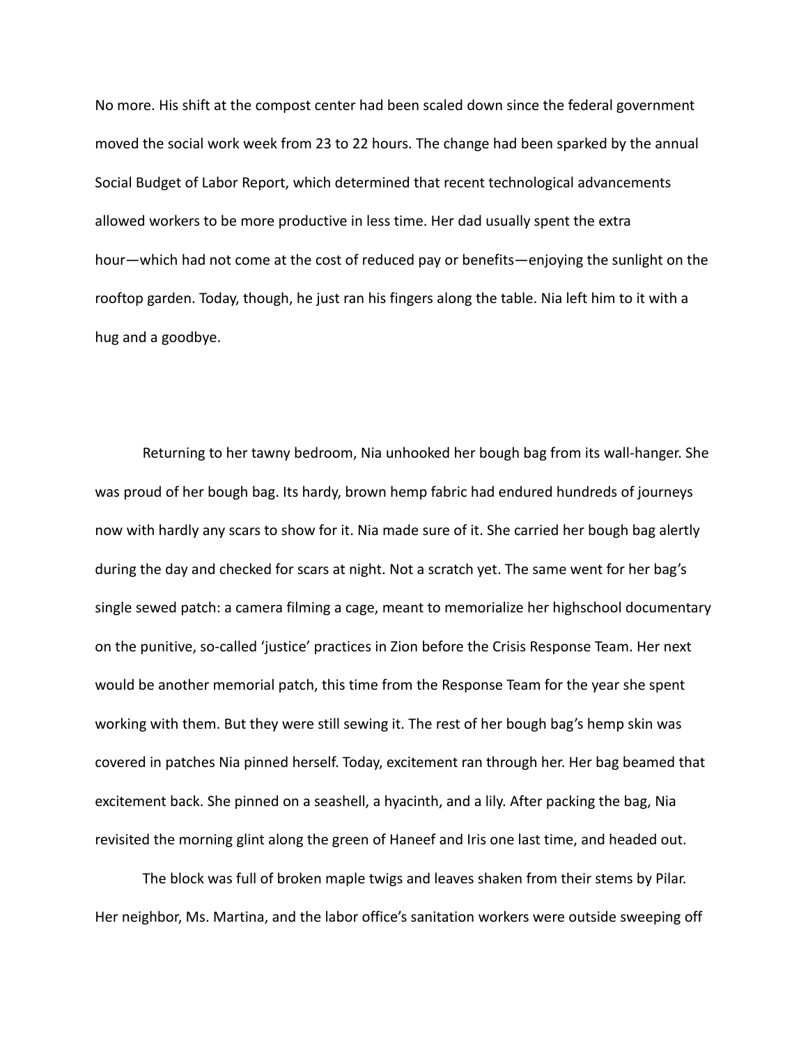No more. His shift at the compost center had been scaled down since the federal government moved the social work week from 23 to 22 hours. The change had been sparked by the annual Social Budget of Labor Report, which determined that recent technological advancements allowed workers to be more productive in less time. Her dad usually spent the extra hour—which had not come at the cost of reduced pay or benefits—enjoying the sunlight on the rooftop garden. Today, though, he just ran his fingers along the table. Nia left him to it with a hug and a goodbye.

Returning to her tawny bedroom, Nia unhooked her bough bag from its wall-hanger. She was proud of her bough bag. Its hardy, brown hemp fabric had endured hundreds of journeys now with hardly any scars to show for it. Nia made sure of it. She carried her bough bag alertly during the day and checked for scars at night. Not a scratch yet. The same went for her bag's single sewed patch: a camera filming a cage, meant to memorialize her highschool documentary on the punitive, so-called 'justice' practices in Zion before the Crisis Response Team. Her next would be another memorial patch, this time from the Response Team for the year she spent working with them. But they were still sewing it. The rest of her bough bag's hemp skin was covered in patches Nia pinned herself. Today, excitement ran through her. Her bag beamed that excitement back. She pinned on a seashell, a hyacinth, and a lily. After packing the bag, Nia revisited the morning glint along the green of Haneef and Iris one last time, and headed out.

The block was full of broken maple twigs and leaves shaken from their stems by Pilar. Her neighbor, Ms. Martina, and the labor office's sanitation workers were outside sweeping off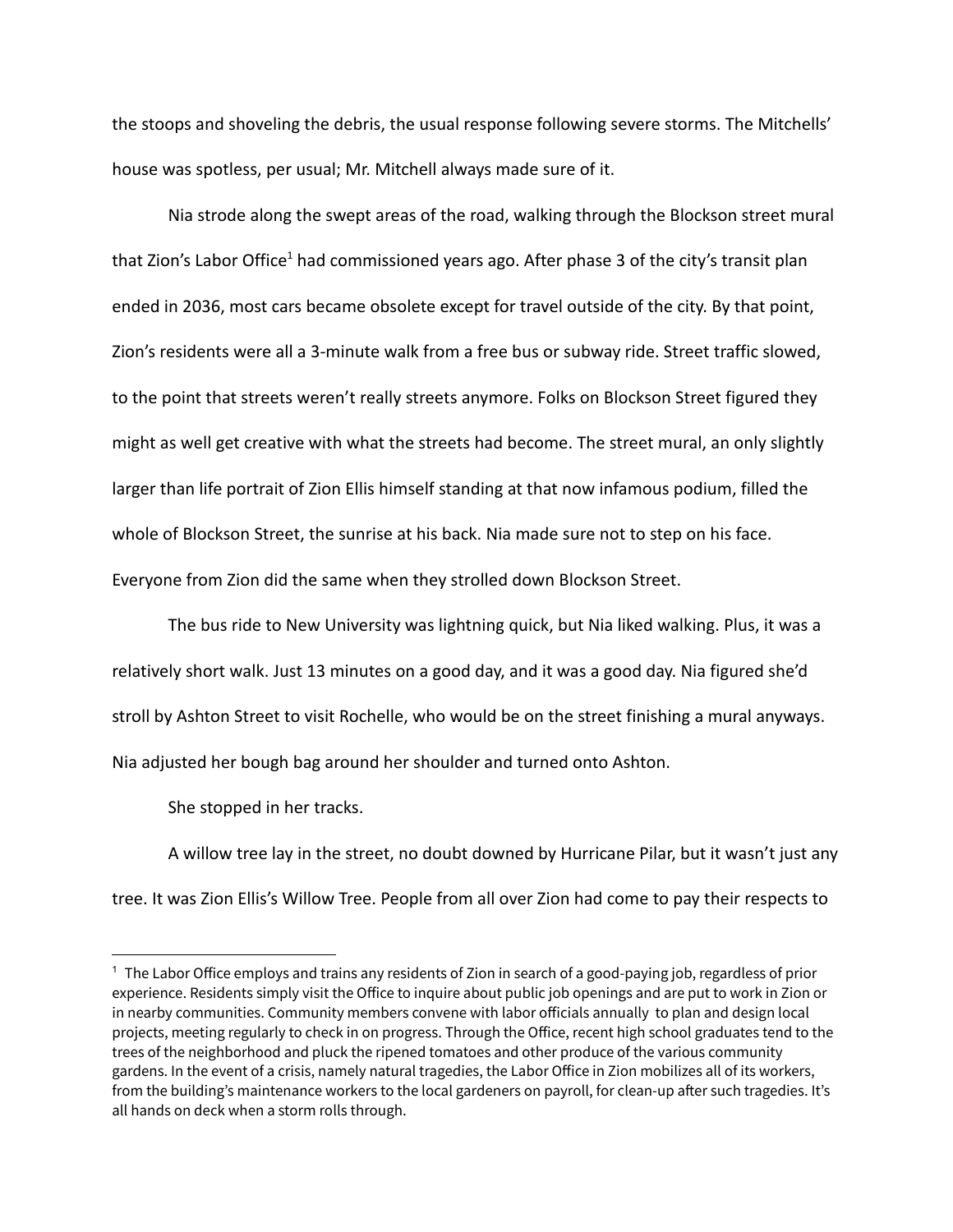the stoops and shoveling the debris, the usual response following severe storms. The Mitchells' house was spotless, per usual; Mr. Mitchell always made sure of it.

Nia strode along the swept areas of the road, walking through the Blockson street mural that Zion's Labor Office[1] had commissioned years ago. After phase 3 of the city's transit plan ended in 2036, most cars became obsolete except for travel outside of the city. By that point, Zion's residents were all a 3-minute walk from a free bus or subway ride. Street traffic slowed, to the point that streets weren't really streets anymore. Folks on Blockson Street figured they might as well get creative with what the streets had become. The street mural, an only slightly larger than life portrait of Zion Ellis himself standing at that now infamous podium, filled the whole of Blockson Street, the sunrise at his back. Nia made sure not to step on his face. Everyone from Zion did the same when they strolled down Blockson Street.

The bus ride to New University was lightning quick, but Nia liked walking. Plus, it was a relatively short walk. Just 13 minutes on a good day, and it was a good day. Nia figured she'd stroll by Ashton Street to visit Rochelle, who would be on the street finishing a mural anyways. Nia adjusted her bough bag around her shoulder and turned onto Ashton.

She stopped in her tracks.

A willow tree lay in the street, no doubt downed by Hurricane Pilar, but it wasn't just any tree. It was Zion Ellis's Willow Tree. People from all over Zion had come to pay their respects to

---

[1] The Labor Office employs and trains any residents of Zion in search of a good-paying job, regardless of prior experience. Residents simply visit the Office to inquire about public job openings and are put to work in Zion or in nearby communities. Community members convene with labor officials annually to plan and design local projects, meeting regularly to check in on progress. Through the Office, recent high school graduates tend to the trees of the neighborhood and pluck the ripened tomatoes and other produce of the various community gardens. In the event of a crisis, namely natural tragedies, the Labor Office in Zion mobilizes all of its workers, from the building's maintenance workers to the local gardeners on payroll, for clean-up after such tragedies. It's all hands on deck when a storm rolls through.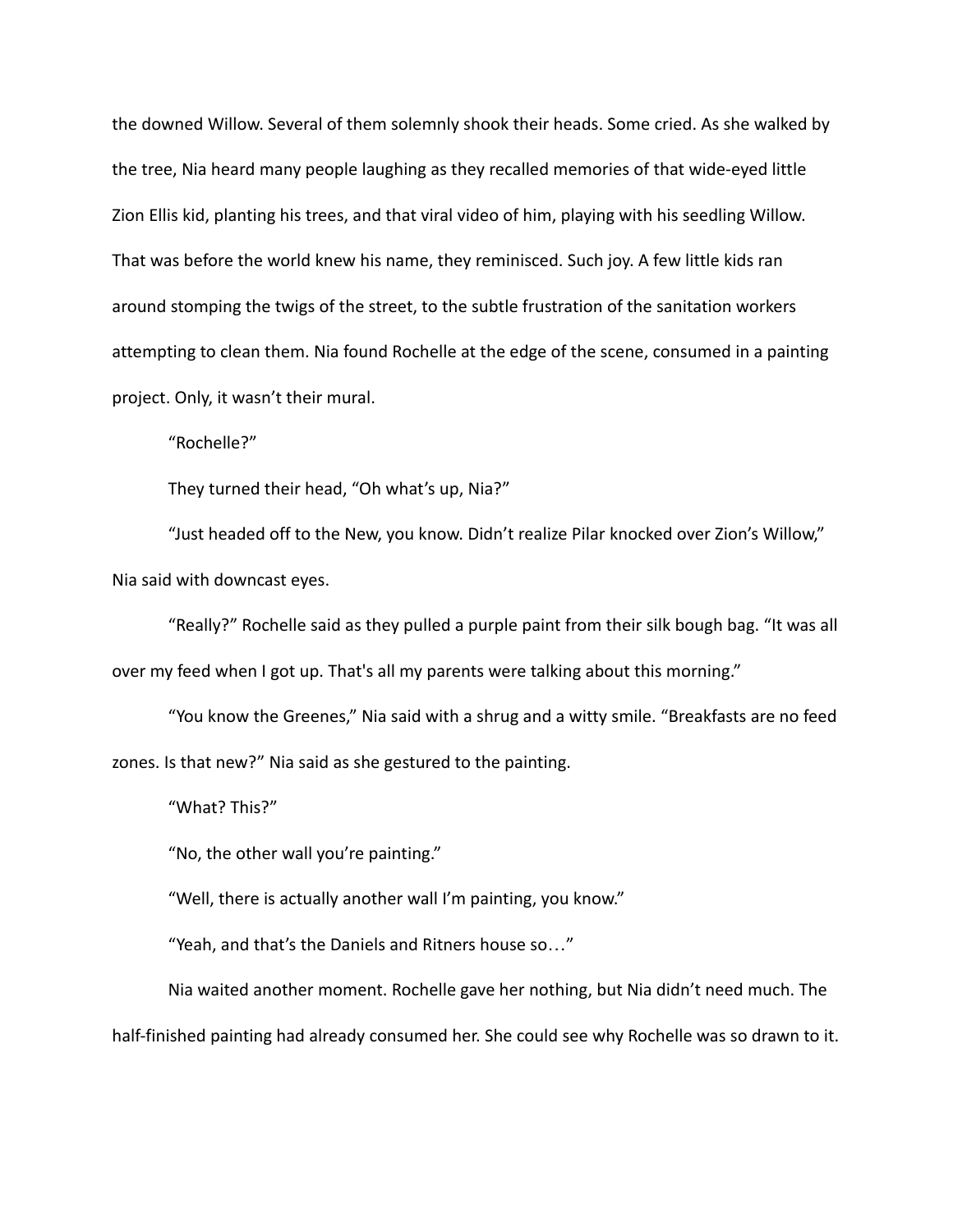the downed Willow. Several of them solemnly shook their heads. Some cried. As she walked by the tree, Nia heard many people laughing as they recalled memories of that wide-eyed little Zion Ellis kid, planting his trees, and that viral video of him, playing with his seedling Willow. That was before the world knew his name, they reminisced. Such joy. A few little kids ran around stomping the twigs of the street, to the subtle frustration of the sanitation workers attempting to clean them. Nia found Rochelle at the edge of the scene, consumed in a painting project. Only, it wasn't their mural.

"Rochelle?"

They turned their head, "Oh what's up, Nia?"

"Just headed off to the New, you know. Didn't realize Pilar knocked over Zion's Willow," Nia said with downcast eyes.

"Really?" Rochelle said as they pulled a purple paint from their silk bough bag. "It was all over my feed when I got up. That's all my parents were talking about this morning."

"You know the Greenes," Nia said with a shrug and a witty smile. "Breakfasts are no feed zones. Is that new?" Nia said as she gestured to the painting.

"What? This?"

"No, the other wall you're painting."

"Well, there is actually another wall I'm painting, you know."

"Yeah, and that's the Daniels and Ritners house so…"

Nia waited another moment. Rochelle gave her nothing, but Nia didn't need much. The half-finished painting had already consumed her. She could see why Rochelle was so drawn to it.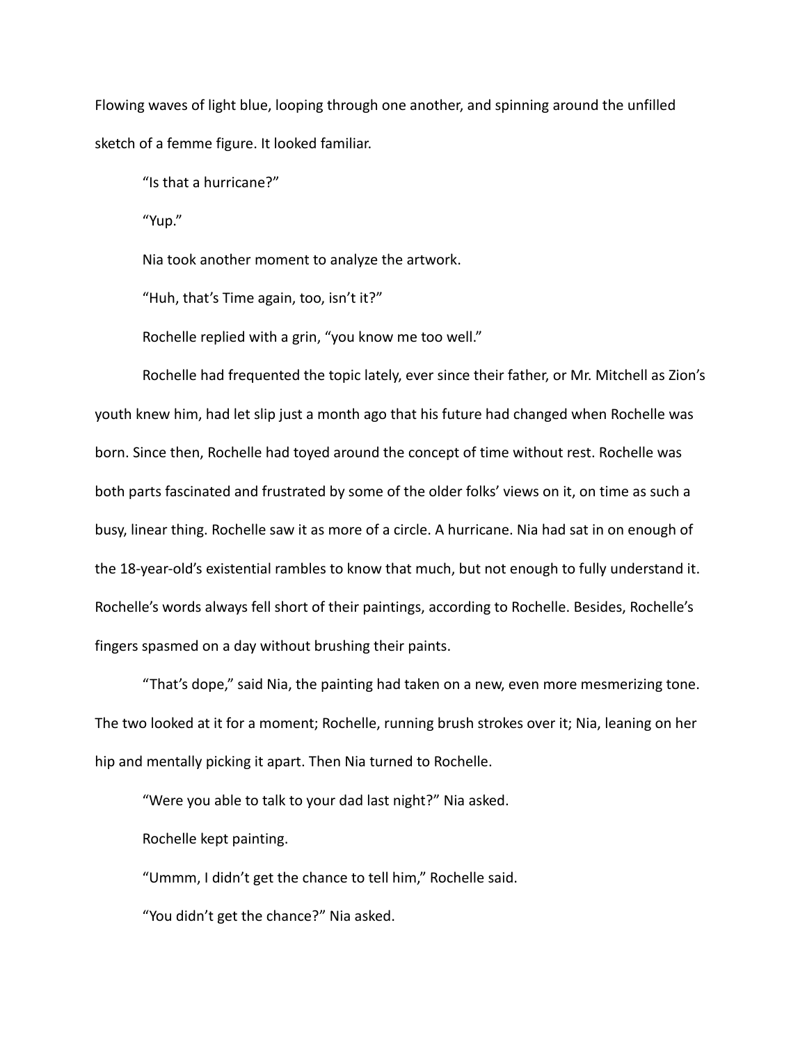Flowing waves of light blue, looping through one another, and spinning around the unfilled sketch of a femme figure. It looked familiar.

"Is that a hurricane?"

"Yup."

Nia took another moment to analyze the artwork.

"Huh, that's Time again, too, isn't it?"

Rochelle replied with a grin, "you know me too well."

Rochelle had frequented the topic lately, ever since their father, or Mr. Mitchell as Zion's youth knew him, had let slip just a month ago that his future had changed when Rochelle was born. Since then, Rochelle had toyed around the concept of time without rest. Rochelle was both parts fascinated and frustrated by some of the older folks' views on it, on time as such a busy, linear thing. Rochelle saw it as more of a circle. A hurricane. Nia had sat in on enough of the 18-year-old's existential rambles to know that much, but not enough to fully understand it. Rochelle's words always fell short of their paintings, according to Rochelle. Besides, Rochelle's fingers spasmed on a day without brushing their paints.

"That's dope," said Nia, the painting had taken on a new, even more mesmerizing tone. The two looked at it for a moment; Rochelle, running brush strokes over it; Nia, leaning on her hip and mentally picking it apart. Then Nia turned to Rochelle.

"Were you able to talk to your dad last night?" Nia asked.

Rochelle kept painting.

"Ummm, I didn't get the chance to tell him," Rochelle said.

"You didn't get the chance?" Nia asked.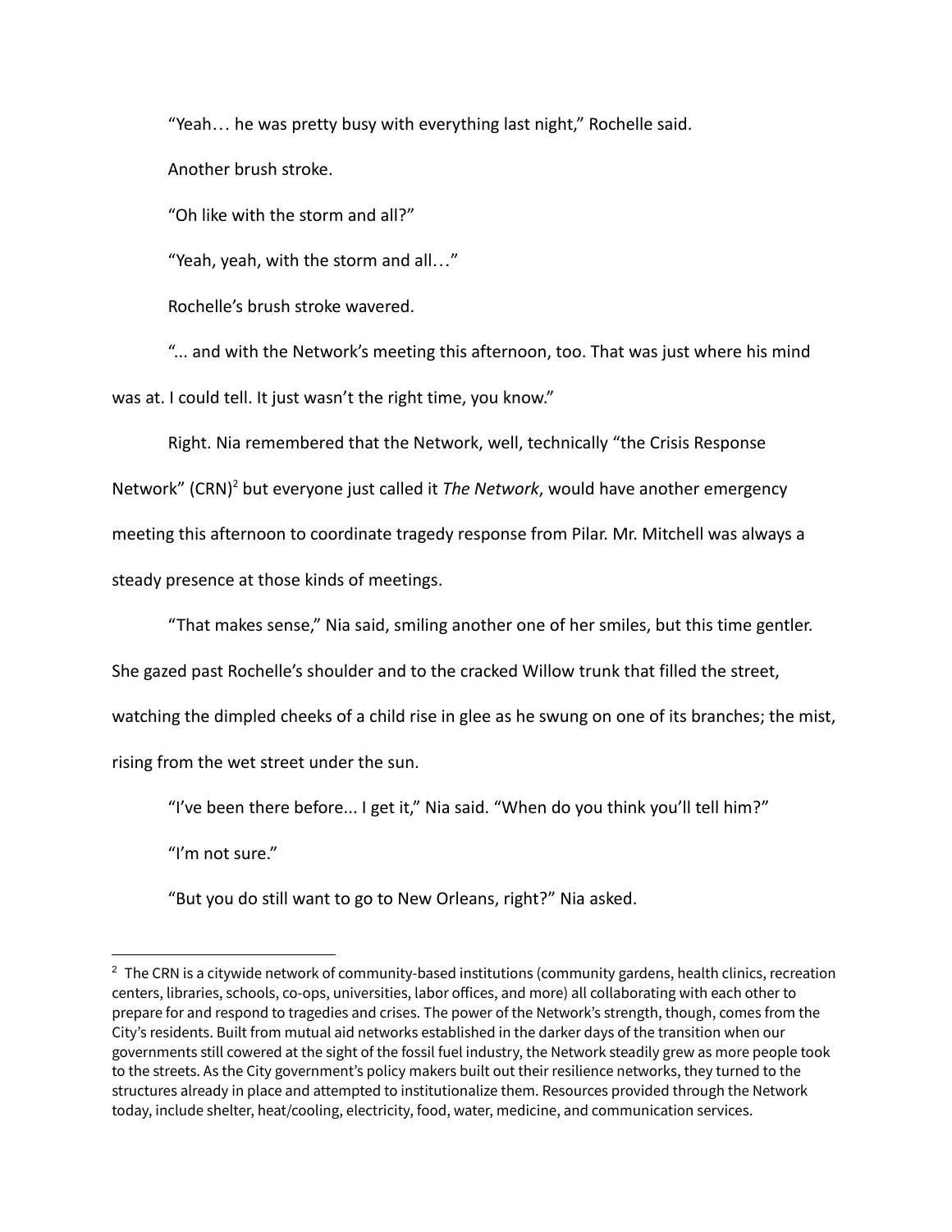"Yeah… he was pretty busy with everything last night," Rochelle said.

Another brush stroke.

"Oh like with the storm and all?"

"Yeah, yeah, with the storm and all…"

Rochelle's brush stroke wavered.

"... and with the Network's meeting this afternoon, too. That was just where his mind was at. I could tell. It just wasn't the right time, you know."

Right. Nia remembered that the Network, well, technically "the Crisis Response Network" (CRN)[2] but everyone just called it *The Network*, would have another emergency meeting this afternoon to coordinate tragedy response from Pilar. Mr. Mitchell was always a steady presence at those kinds of meetings.

"That makes sense," Nia said, smiling another one of her smiles, but this time gentler. She gazed past Rochelle's shoulder and to the cracked Willow trunk that filled the street, watching the dimpled cheeks of a child rise in glee as he swung on one of its branches; the mist, rising from the wet street under the sun.

"I've been there before... I get it," Nia said. "When do you think you'll tell him?"

"I'm not sure."

"But you do still want to go to New Orleans, right?" Nia asked.

---

[2] The CRN is a citywide network of community-based institutions (community gardens, health clinics, recreation centers, libraries, schools, co-ops, universities, labor offices, and more) all collaborating with each other to prepare for and respond to tragedies and crises. The power of the Network's strength, though, comes from the City's residents. Built from mutual aid networks established in the darker days of the transition when our governments still cowered at the sight of the fossil fuel industry, the Network steadily grew as more people took to the streets. As the City government's policy makers built out their resilience networks, they turned to the structures already in place and attempted to institutionalize them. Resources provided through the Network today, include shelter, heat/cooling, electricity, food, water, medicine, and communication services.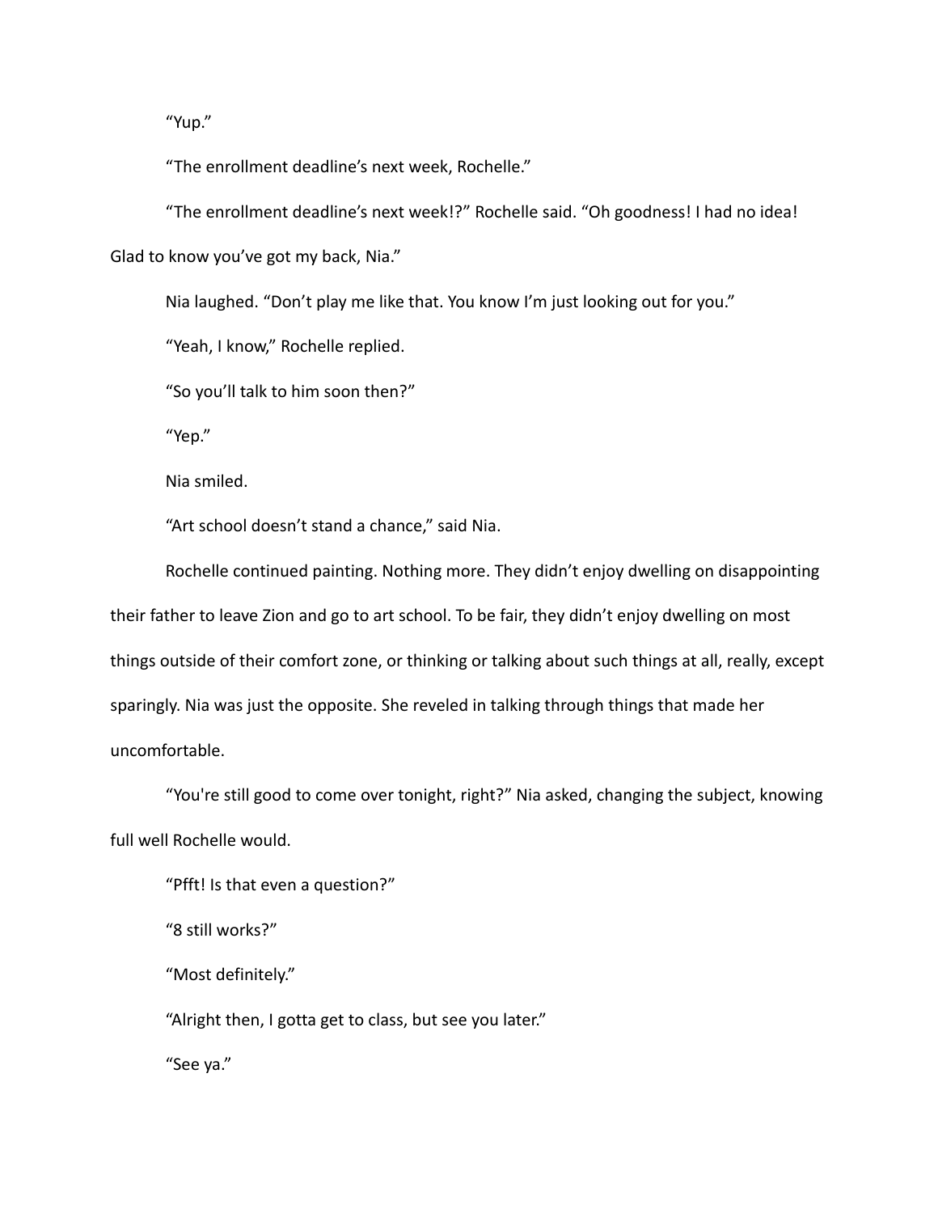"Yup."

"The enrollment deadline's next week, Rochelle."

"The enrollment deadline's next week!?" Rochelle said. "Oh goodness! I had no idea! Glad to know you've got my back, Nia."

Nia laughed. "Don't play me like that. You know I'm just looking out for you."

"Yeah, I know," Rochelle replied.

"So you'll talk to him soon then?"

"Yep."

Nia smiled.

"Art school doesn't stand a chance," said Nia.

Rochelle continued painting. Nothing more. They didn't enjoy dwelling on disappointing their father to leave Zion and go to art school. To be fair, they didn't enjoy dwelling on most things outside of their comfort zone, or thinking or talking about such things at all, really, except sparingly. Nia was just the opposite. She reveled in talking through things that made her uncomfortable.

"You're still good to come over tonight, right?" Nia asked, changing the subject, knowing full well Rochelle would.

"Pfft! Is that even a question?"

"8 still works?"

"Most definitely."

"Alright then, I gotta get to class, but see you later."

"See ya."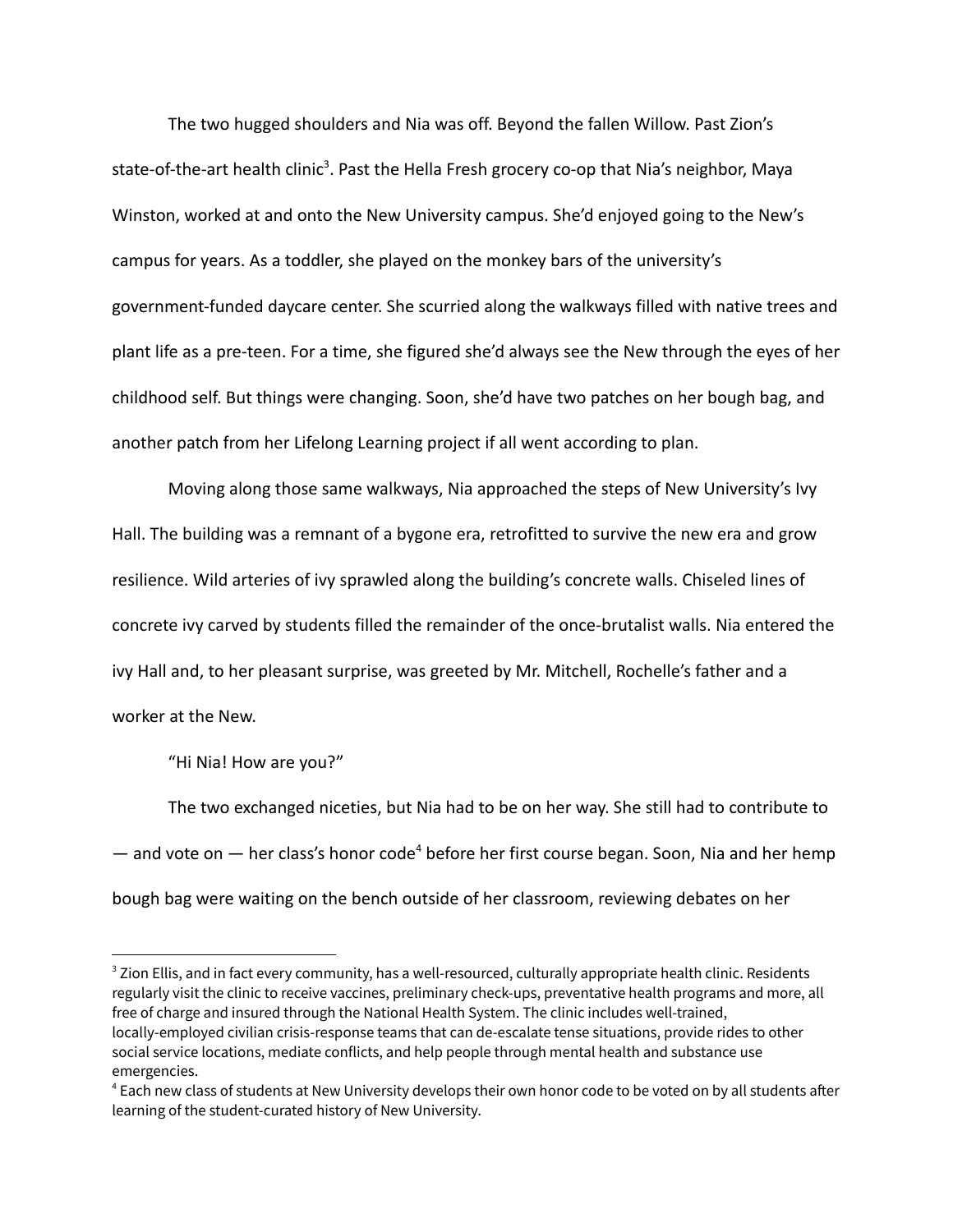The two hugged shoulders and Nia was off. Beyond the fallen Willow. Past Zion's state-of-the-art health clinic[3]. Past the Hella Fresh grocery co-op that Nia's neighbor, Maya Winston, worked at and onto the New University campus. She'd enjoyed going to the New's campus for years. As a toddler, she played on the monkey bars of the university's government-funded daycare center. She scurried along the walkways filled with native trees and plant life as a pre-teen. For a time, she figured she'd always see the New through the eyes of her childhood self. But things were changing. Soon, she'd have two patches on her bough bag, and another patch from her Lifelong Learning project if all went according to plan.

Moving along those same walkways, Nia approached the steps of New University's Ivy Hall. The building was a remnant of a bygone era, retrofitted to survive the new era and grow resilience. Wild arteries of ivy sprawled along the building's concrete walls. Chiseled lines of concrete ivy carved by students filled the remainder of the once-brutalist walls. Nia entered the ivy Hall and, to her pleasant surprise, was greeted by Mr. Mitchell, Rochelle's father and a worker at the New.

"Hi Nia! How are you?"

The two exchanged niceties, but Nia had to be on her way. She still had to contribute to — and vote on — her class's honor code[4] before her first course began. Soon, Nia and her hemp bough bag were waiting on the bench outside of her classroom, reviewing debates on her

[3] Zion Ellis, and in fact every community, has a well-resourced, culturally appropriate health clinic. Residents regularly visit the clinic to receive vaccines, preliminary check-ups, preventative health programs and more, all free of charge and insured through the National Health System. The clinic includes well-trained, locally-employed civilian crisis-response teams that can de-escalate tense situations, provide rides to other social service locations, mediate conflicts, and help people through mental health and substance use emergencies.

[4] Each new class of students at New University develops their own honor code to be voted on by all students after learning of the student-curated history of New University.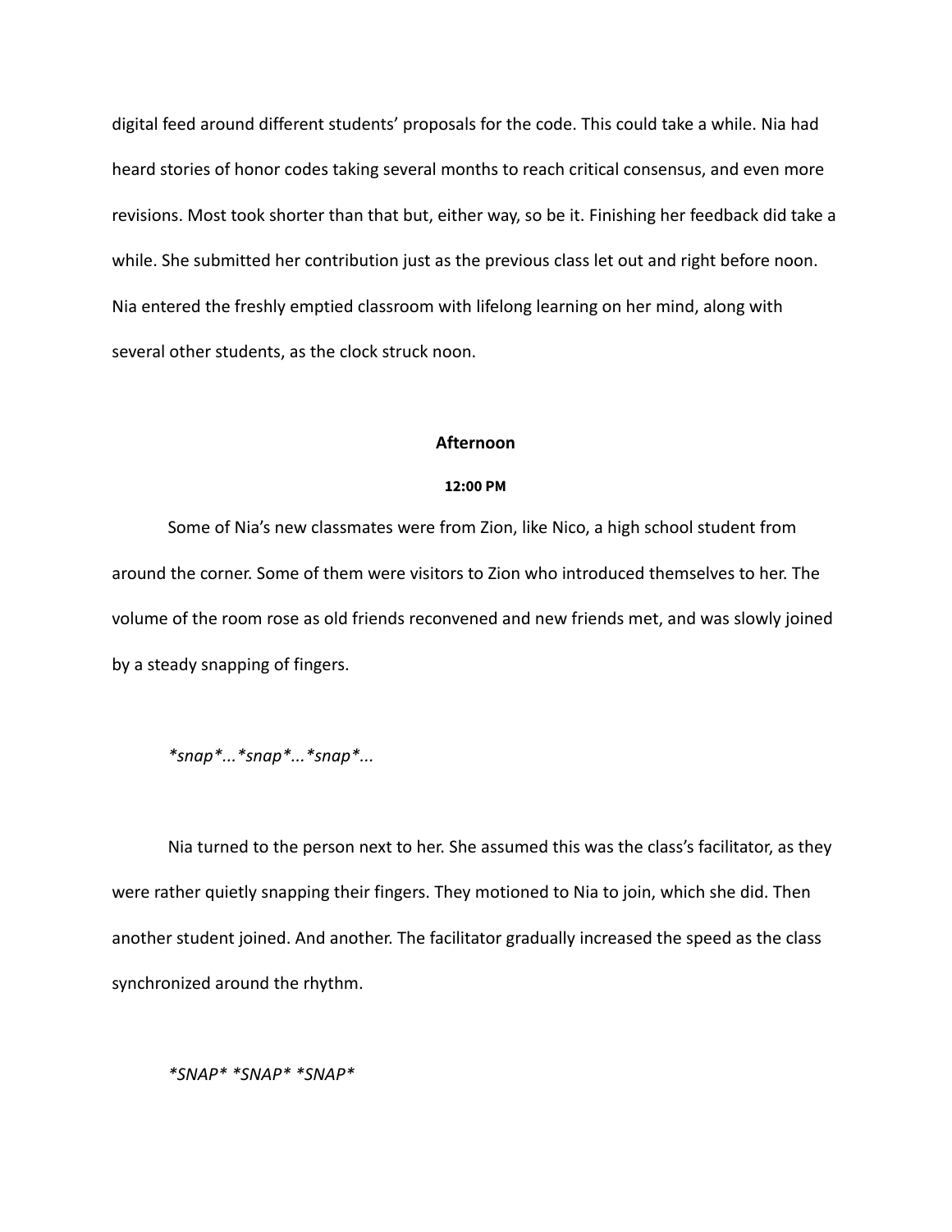digital feed around different students' proposals for the code. This could take a while. Nia had heard stories of honor codes taking several months to reach critical consensus, and even more revisions. Most took shorter than that but, either way, so be it. Finishing her feedback did take a while. She submitted her contribution just as the previous class let out and right before noon. Nia entered the freshly emptied classroom with lifelong learning on her mind, along with several other students, as the clock struck noon.

## Afternoon

#### 12:00 PM

Some of Nia's new classmates were from Zion, like Nico, a high school student from around the corner. Some of them were visitors to Zion who introduced themselves to her. The volume of the room rose as old friends reconvened and new friends met, and was slowly joined by a steady snapping of fingers.

*\*snap\*...\*snap\*...\*snap\*...*

Nia turned to the person next to her. She assumed this was the class's facilitator, as they were rather quietly snapping their fingers. They motioned to Nia to join, which she did. Then another student joined. And another. The facilitator gradually increased the speed as the class synchronized around the rhythm.

*\*SNAP\* \*SNAP\* \*SNAP\**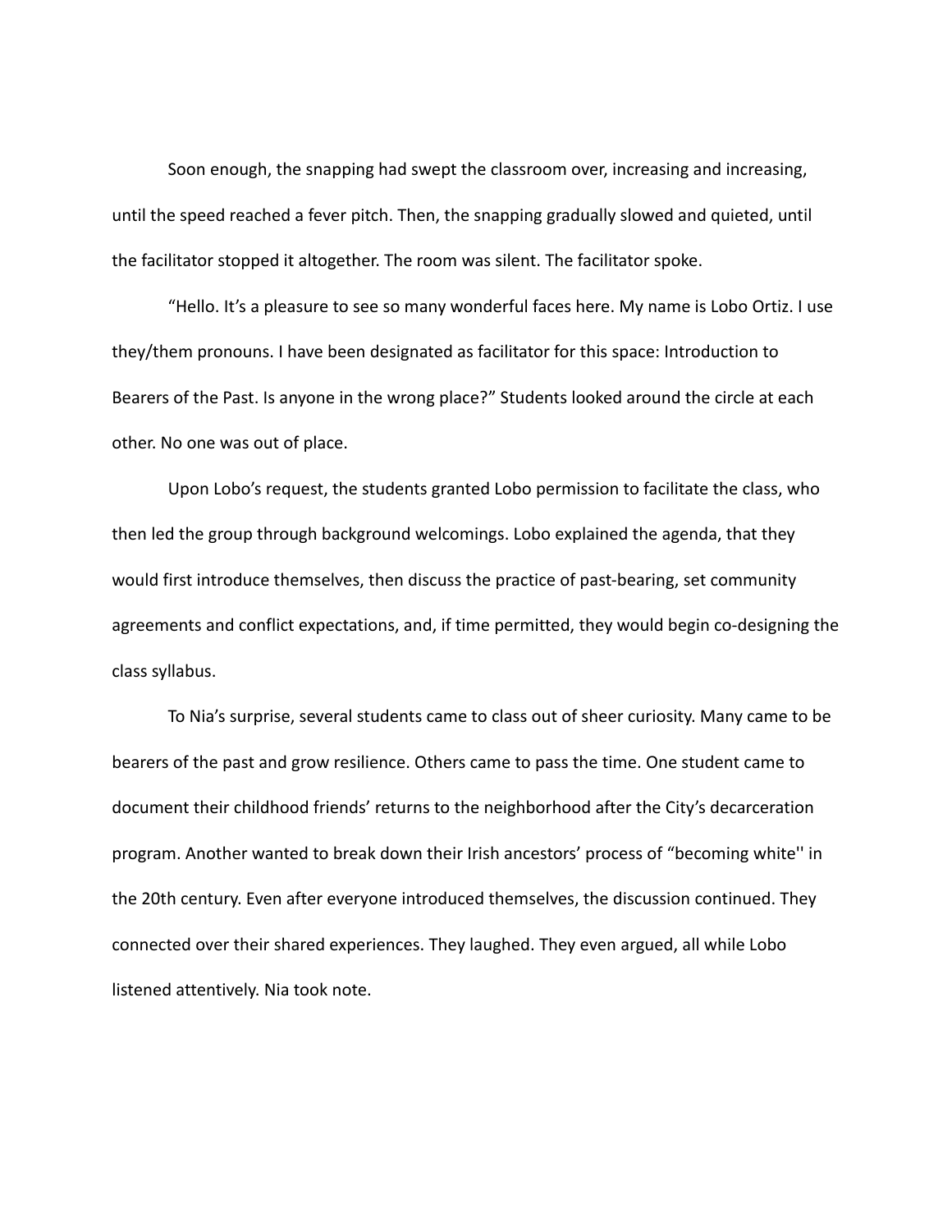Soon enough, the snapping had swept the classroom over, increasing and increasing, until the speed reached a fever pitch. Then, the snapping gradually slowed and quieted, until the facilitator stopped it altogether. The room was silent. The facilitator spoke.

"Hello. It's a pleasure to see so many wonderful faces here. My name is Lobo Ortiz. I use they/them pronouns. I have been designated as facilitator for this space: Introduction to Bearers of the Past. Is anyone in the wrong place?" Students looked around the circle at each other. No one was out of place.

Upon Lobo's request, the students granted Lobo permission to facilitate the class, who then led the group through background welcomings. Lobo explained the agenda, that they would first introduce themselves, then discuss the practice of past-bearing, set community agreements and conflict expectations, and, if time permitted, they would begin co-designing the class syllabus.

To Nia's surprise, several students came to class out of sheer curiosity. Many came to be bearers of the past and grow resilience. Others came to pass the time. One student came to document their childhood friends' returns to the neighborhood after the City's decarceration program. Another wanted to break down their Irish ancestors' process of "becoming white'' in the 20th century. Even after everyone introduced themselves, the discussion continued. They connected over their shared experiences. They laughed. They even argued, all while Lobo listened attentively. Nia took note.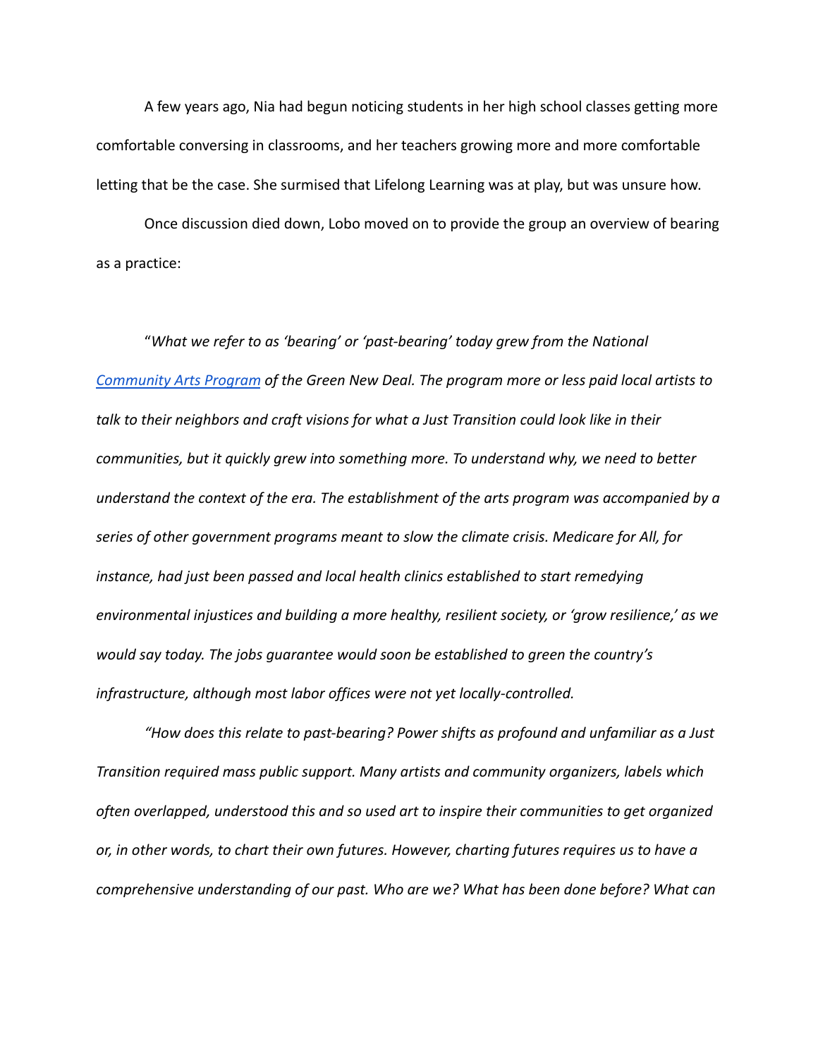A few years ago, Nia had begun noticing students in her high school classes getting more comfortable conversing in classrooms, and her teachers growing more and more comfortable letting that be the case. She surmised that Lifelong Learning was at play, but was unsure how.

Once discussion died down, Lobo moved on to provide the group an overview of bearing as a practice:

"*What we refer to as 'bearing' or 'past-bearing' today grew from the National [Community Arts Program](#) of the Green New Deal. The program more or less paid local artists to talk to their neighbors and craft visions for what a Just Transition could look like in their communities, but it quickly grew into something more. To understand why, we need to better understand the context of the era. The establishment of the arts program was accompanied by a series of other government programs meant to slow the climate crisis. Medicare for All, for instance, had just been passed and local health clinics established to start remedying environmental injustices and building a more healthy, resilient society, or 'grow resilience,' as we would say today. The jobs guarantee would soon be established to green the country's infrastructure, although most labor offices were not yet locally-controlled.*

*"How does this relate to past-bearing? Power shifts as profound and unfamiliar as a Just Transition required mass public support. Many artists and community organizers, labels which often overlapped, understood this and so used art to inspire their communities to get organized or, in other words, to chart their own futures. However, charting futures requires us to have a comprehensive understanding of our past. Who are we? What has been done before? What can*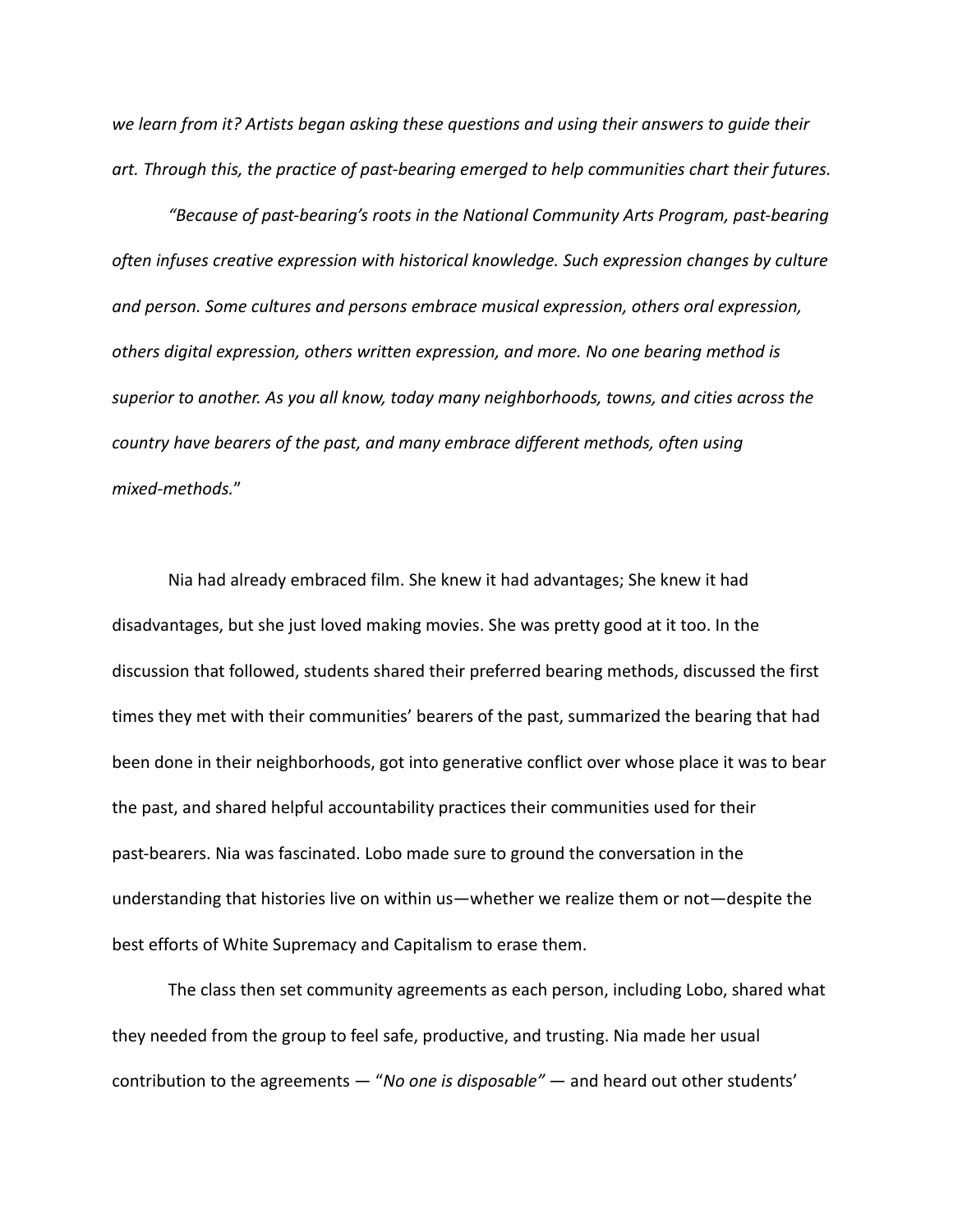*we learn from it? Artists began asking these questions and using their answers to guide their art. Through this, the practice of past-bearing emerged to help communities chart their futures.*

*"Because of past-bearing's roots in the National Community Arts Program, past-bearing often infuses creative expression with historical knowledge. Such expression changes by culture and person. Some cultures and persons embrace musical expression, others oral expression, others digital expression, others written expression, and more. No one bearing method is superior to another. As you all know, today many neighborhoods, towns, and cities across the country have bearers of the past, and many embrace different methods, often using mixed-methods.*"

Nia had already embraced film. She knew it had advantages; She knew it had disadvantages, but she just loved making movies. She was pretty good at it too. In the discussion that followed, students shared their preferred bearing methods, discussed the first times they met with their communities' bearers of the past, summarized the bearing that had been done in their neighborhoods, got into generative conflict over whose place it was to bear the past, and shared helpful accountability practices their communities used for their past-bearers. Nia was fascinated. Lobo made sure to ground the conversation in the understanding that histories live on within us—whether we realize them or not—despite the best efforts of White Supremacy and Capitalism to erase them.

The class then set community agreements as each person, including Lobo, shared what they needed from the group to feel safe, productive, and trusting. Nia made her usual contribution to the agreements — "*No one is disposable"* — and heard out other students'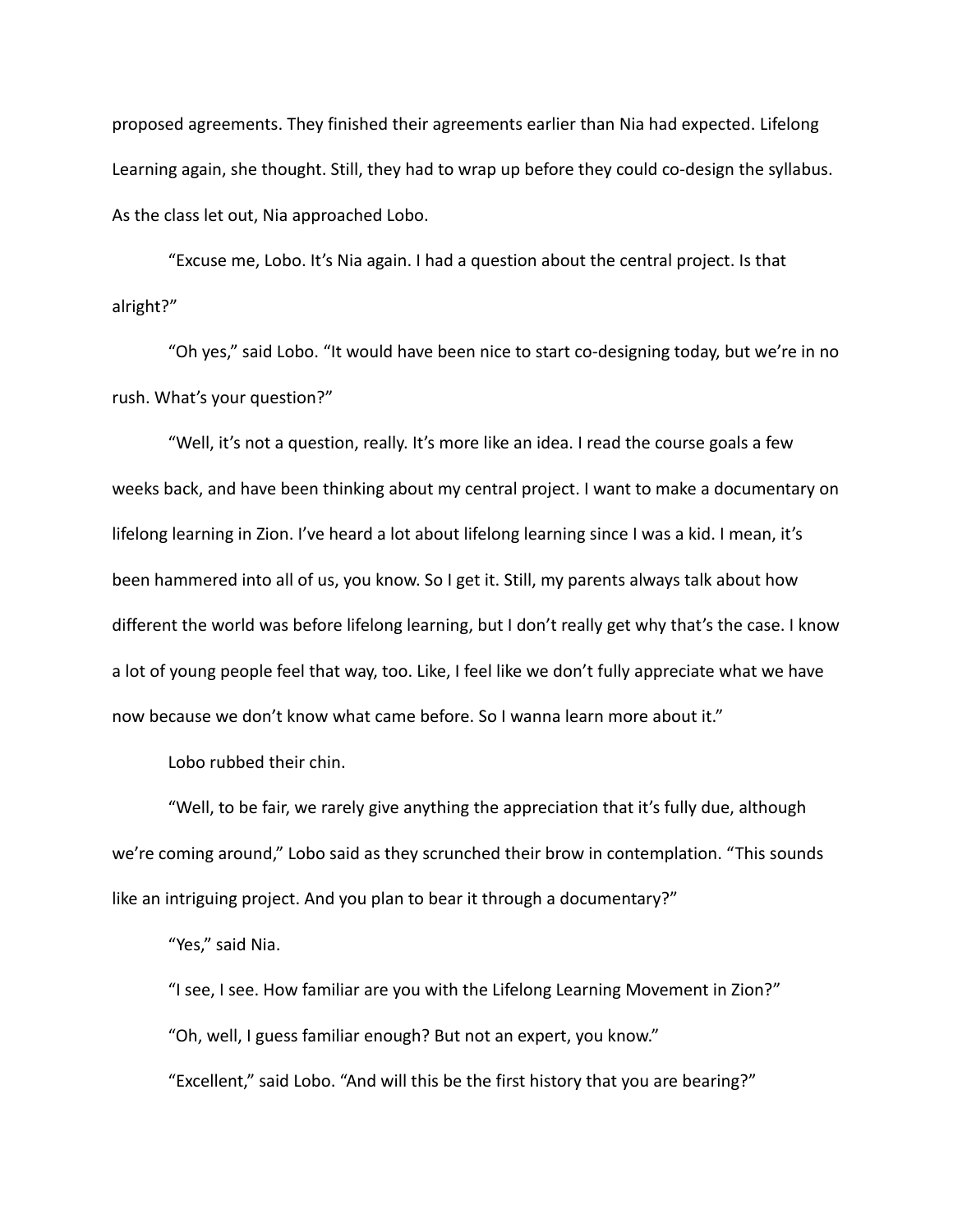proposed agreements. They finished their agreements earlier than Nia had expected. Lifelong Learning again, she thought. Still, they had to wrap up before they could co-design the syllabus. As the class let out, Nia approached Lobo.

"Excuse me, Lobo. It's Nia again. I had a question about the central project. Is that alright?"

"Oh yes," said Lobo. "It would have been nice to start co-designing today, but we're in no rush. What's your question?"

"Well, it's not a question, really. It's more like an idea. I read the course goals a few weeks back, and have been thinking about my central project. I want to make a documentary on lifelong learning in Zion. I've heard a lot about lifelong learning since I was a kid. I mean, it's been hammered into all of us, you know. So I get it. Still, my parents always talk about how different the world was before lifelong learning, but I don't really get why that's the case. I know a lot of young people feel that way, too. Like, I feel like we don't fully appreciate what we have now because we don't know what came before. So I wanna learn more about it."

Lobo rubbed their chin.

"Well, to be fair, we rarely give anything the appreciation that it's fully due, although we're coming around," Lobo said as they scrunched their brow in contemplation. "This sounds like an intriguing project. And you plan to bear it through a documentary?"

"Yes," said Nia.

"I see, I see. How familiar are you with the Lifelong Learning Movement in Zion?"

"Oh, well, I guess familiar enough? But not an expert, you know."

"Excellent," said Lobo. "And will this be the first history that you are bearing?"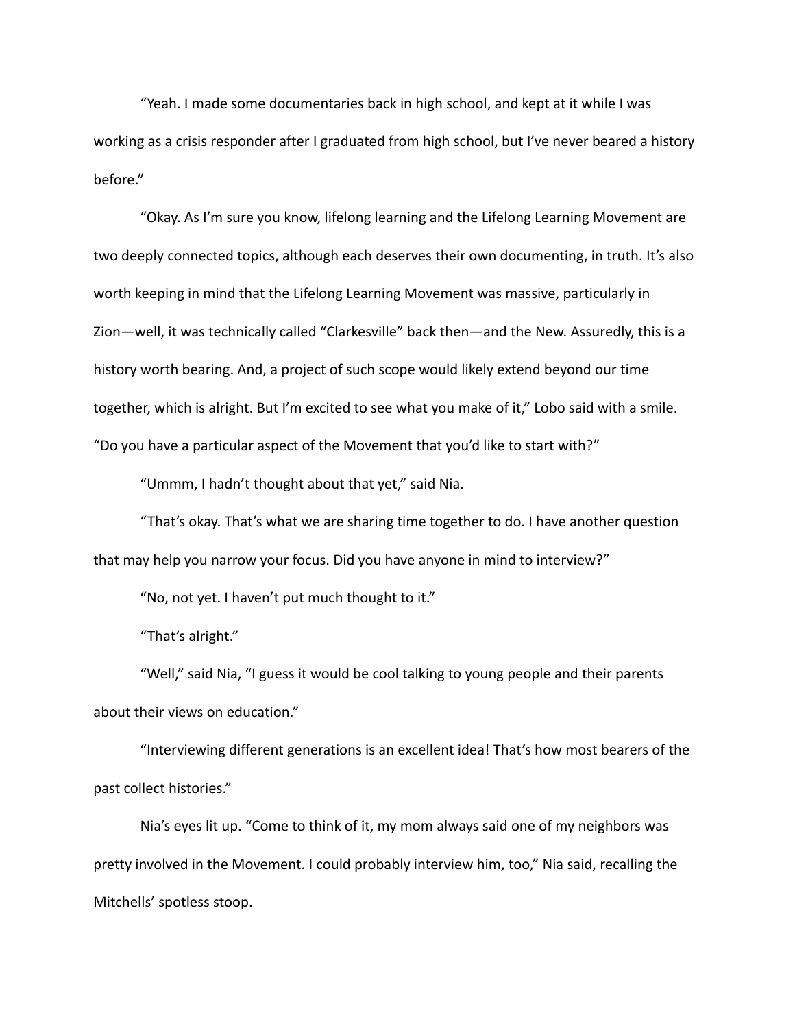"Yeah. I made some documentaries back in high school, and kept at it while I was working as a crisis responder after I graduated from high school, but I've never beared a history before."

"Okay. As I'm sure you know, lifelong learning and the Lifelong Learning Movement are two deeply connected topics, although each deserves their own documenting, in truth. It's also worth keeping in mind that the Lifelong Learning Movement was massive, particularly in Zion—well, it was technically called "Clarkesville" back then—and the New. Assuredly, this is a history worth bearing. And, a project of such scope would likely extend beyond our time together, which is alright. But I'm excited to see what you make of it," Lobo said with a smile. "Do you have a particular aspect of the Movement that you'd like to start with?"

"Ummm, I hadn't thought about that yet," said Nia.

"That's okay. That's what we are sharing time together to do. I have another question that may help you narrow your focus. Did you have anyone in mind to interview?"

"No, not yet. I haven't put much thought to it."

"That's alright."

"Well," said Nia, "I guess it would be cool talking to young people and their parents about their views on education."

"Interviewing different generations is an excellent idea! That's how most bearers of the past collect histories."

Nia's eyes lit up. "Come to think of it, my mom always said one of my neighbors was pretty involved in the Movement. I could probably interview him, too," Nia said, recalling the Mitchells' spotless stoop.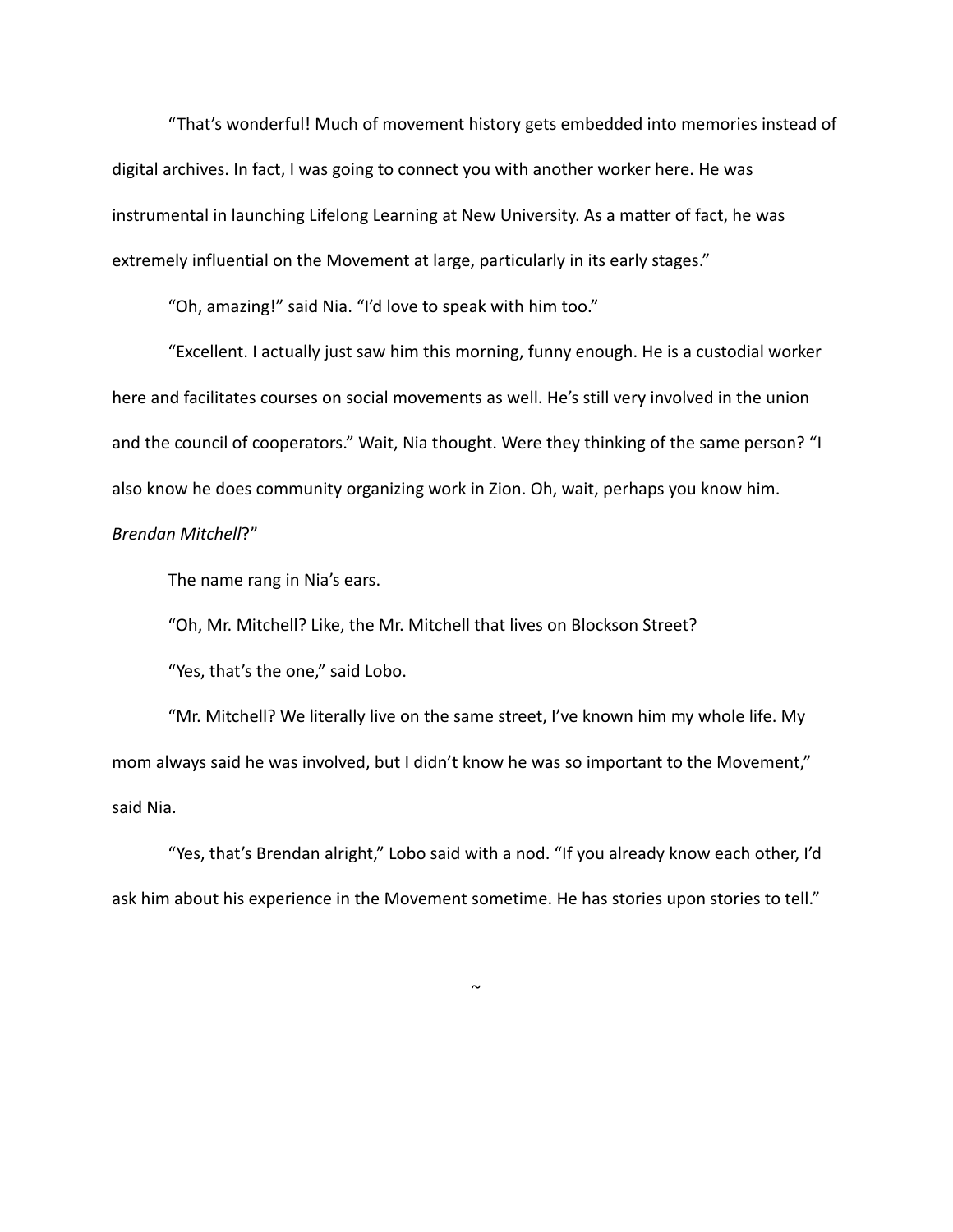"That's wonderful! Much of movement history gets embedded into memories instead of digital archives. In fact, I was going to connect you with another worker here. He was instrumental in launching Lifelong Learning at New University. As a matter of fact, he was extremely influential on the Movement at large, particularly in its early stages."

"Oh, amazing!" said Nia. "I'd love to speak with him too."

"Excellent. I actually just saw him this morning, funny enough. He is a custodial worker here and facilitates courses on social movements as well. He's still very involved in the union and the council of cooperators." Wait, Nia thought. Were they thinking of the same person? "I also know he does community organizing work in Zion. Oh, wait, perhaps you know him. *Brendan Mitchell*?"

The name rang in Nia's ears.

"Oh, Mr. Mitchell? Like, the Mr. Mitchell that lives on Blockson Street?

"Yes, that's the one," said Lobo.

"Mr. Mitchell? We literally live on the same street, I've known him my whole life. My mom always said he was involved, but I didn't know he was so important to the Movement," said Nia.

"Yes, that's Brendan alright," Lobo said with a nod. "If you already know each other, I'd ask him about his experience in the Movement sometime. He has stories upon stories to tell."

~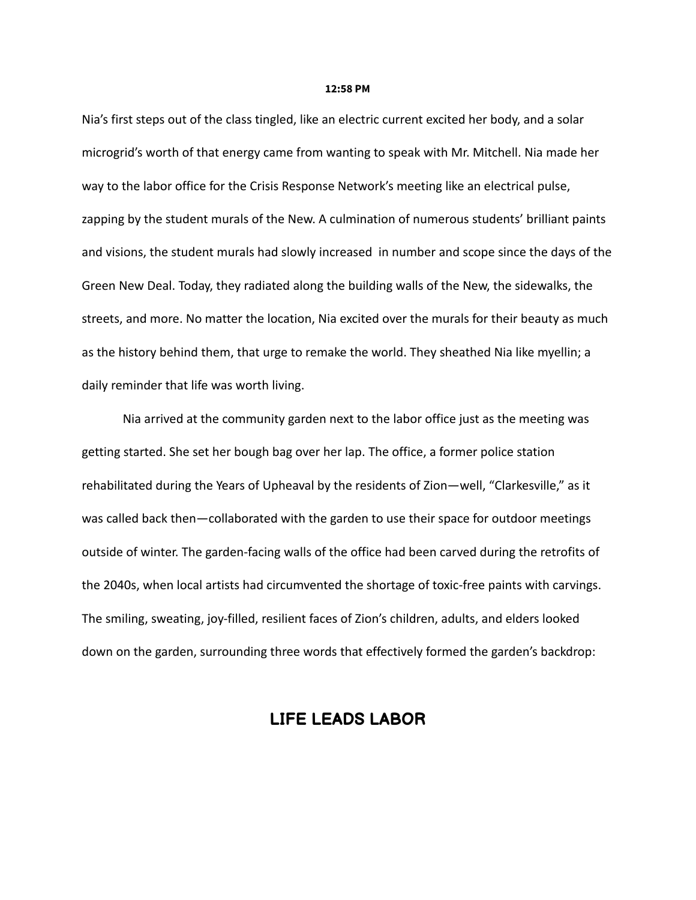**12:58 PM**

Nia's first steps out of the class tingled, like an electric current excited her body, and a solar microgrid's worth of that energy came from wanting to speak with Mr. Mitchell. Nia made her way to the labor office for the Crisis Response Network's meeting like an electrical pulse, zapping by the student murals of the New. A culmination of numerous students' brilliant paints and visions, the student murals had slowly increased  in number and scope since the days of the Green New Deal. Today, they radiated along the building walls of the New, the sidewalks, the streets, and more. No matter the location, Nia excited over the murals for their beauty as much as the history behind them, that urge to remake the world. They sheathed Nia like myellin; a daily reminder that life was worth living.

Nia arrived at the community garden next to the labor office just as the meeting was getting started. She set her bough bag over her lap. The office, a former police station rehabilitated during the Years of Upheaval by the residents of Zion—well, "Clarkesville," as it was called back then—collaborated with the garden to use their space for outdoor meetings outside of winter. The garden-facing walls of the office had been carved during the retrofits of the 2040s, when local artists had circumvented the shortage of toxic-free paints with carvings. The smiling, sweating, joy-filled, resilient faces of Zion's children, adults, and elders looked down on the garden, surrounding three words that effectively formed the garden's backdrop:

## LIFE LEADS LABOR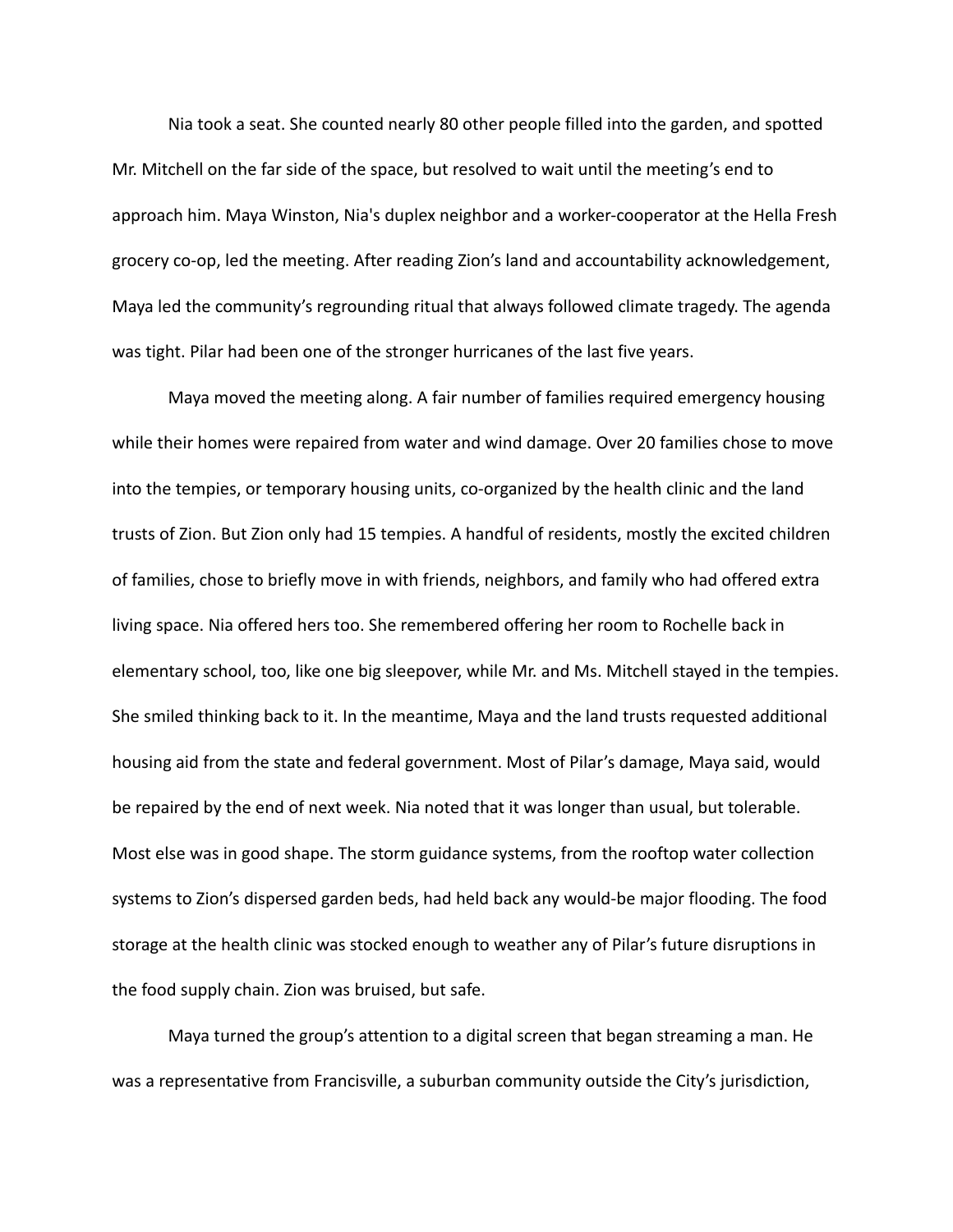Nia took a seat. She counted nearly 80 other people filled into the garden, and spotted Mr. Mitchell on the far side of the space, but resolved to wait until the meeting's end to approach him. Maya Winston, Nia's duplex neighbor and a worker-cooperator at the Hella Fresh grocery co-op, led the meeting. After reading Zion's land and accountability acknowledgement, Maya led the community's regrounding ritual that always followed climate tragedy. The agenda was tight. Pilar had been one of the stronger hurricanes of the last five years.

Maya moved the meeting along. A fair number of families required emergency housing while their homes were repaired from water and wind damage. Over 20 families chose to move into the tempies, or temporary housing units, co-organized by the health clinic and the land trusts of Zion. But Zion only had 15 tempies. A handful of residents, mostly the excited children of families, chose to briefly move in with friends, neighbors, and family who had offered extra living space. Nia offered hers too. She remembered offering her room to Rochelle back in elementary school, too, like one big sleepover, while Mr. and Ms. Mitchell stayed in the tempies. She smiled thinking back to it. In the meantime, Maya and the land trusts requested additional housing aid from the state and federal government. Most of Pilar's damage, Maya said, would be repaired by the end of next week. Nia noted that it was longer than usual, but tolerable. Most else was in good shape. The storm guidance systems, from the rooftop water collection systems to Zion's dispersed garden beds, had held back any would-be major flooding. The food storage at the health clinic was stocked enough to weather any of Pilar's future disruptions in the food supply chain. Zion was bruised, but safe.

Maya turned the group's attention to a digital screen that began streaming a man. He was a representative from Francisville, a suburban community outside the City's jurisdiction,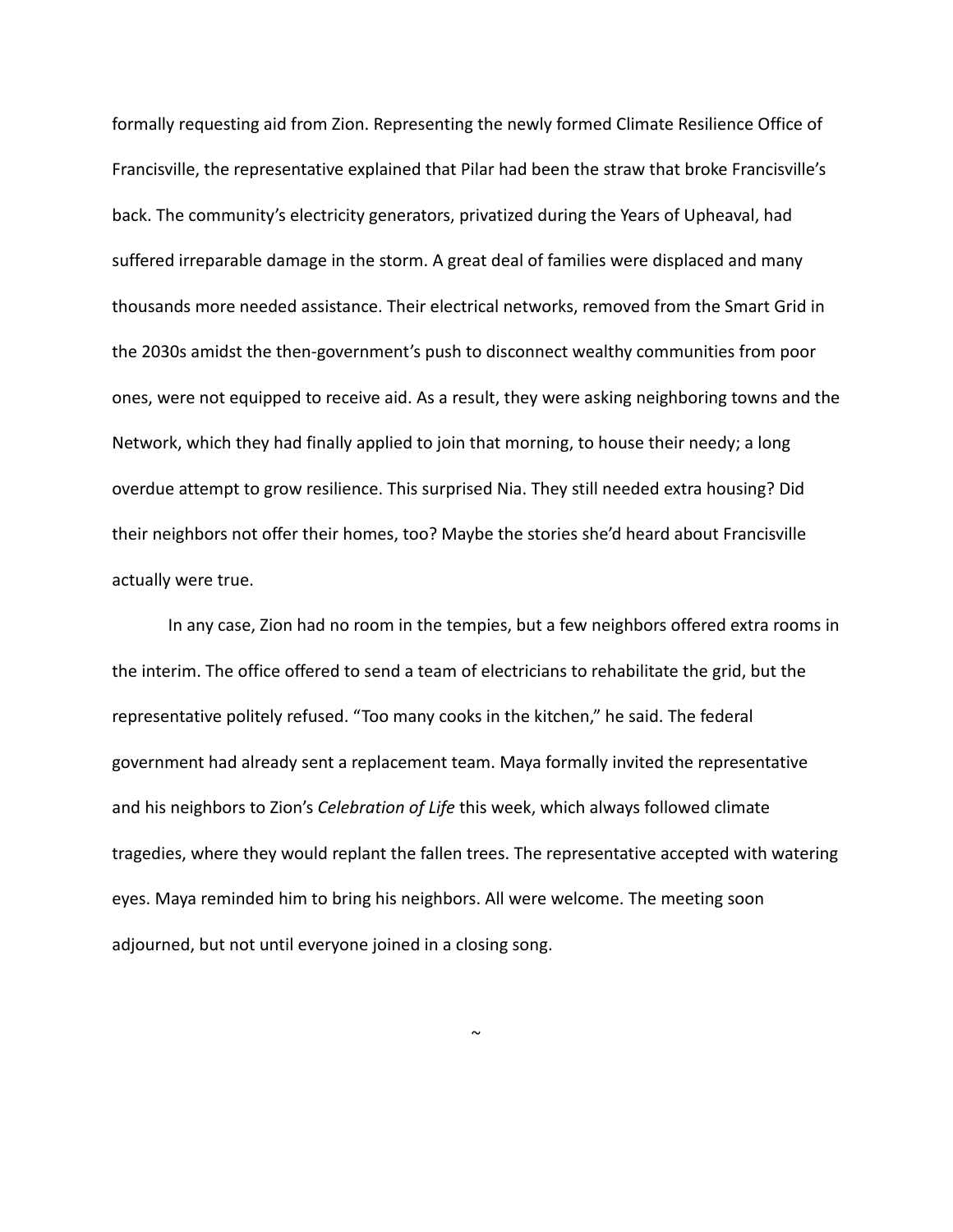formally requesting aid from Zion. Representing the newly formed Climate Resilience Office of Francisville, the representative explained that Pilar had been the straw that broke Francisville's back. The community's electricity generators, privatized during the Years of Upheaval, had suffered irreparable damage in the storm. A great deal of families were displaced and many thousands more needed assistance. Their electrical networks, removed from the Smart Grid in the 2030s amidst the then-government's push to disconnect wealthy communities from poor ones, were not equipped to receive aid. As a result, they were asking neighboring towns and the Network, which they had finally applied to join that morning, to house their needy; a long overdue attempt to grow resilience. This surprised Nia. They still needed extra housing? Did their neighbors not offer their homes, too? Maybe the stories she'd heard about Francisville actually were true.

In any case, Zion had no room in the tempies, but a few neighbors offered extra rooms in the interim. The office offered to send a team of electricians to rehabilitate the grid, but the representative politely refused. "Too many cooks in the kitchen," he said. The federal government had already sent a replacement team. Maya formally invited the representative and his neighbors to Zion's *Celebration of Life* this week, which always followed climate tragedies, where they would replant the fallen trees. The representative accepted with watering eyes. Maya reminded him to bring his neighbors. All were welcome. The meeting soon adjourned, but not until everyone joined in a closing song.

~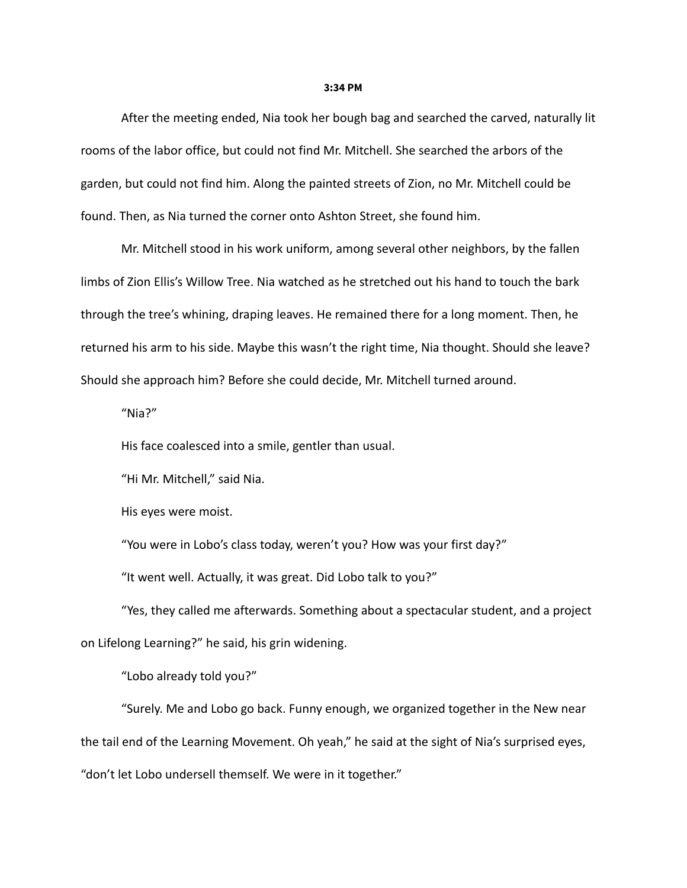**3:34 PM**

After the meeting ended, Nia took her bough bag and searched the carved, naturally lit rooms of the labor office, but could not find Mr. Mitchell. She searched the arbors of the garden, but could not find him. Along the painted streets of Zion, no Mr. Mitchell could be found. Then, as Nia turned the corner onto Ashton Street, she found him.

Mr. Mitchell stood in his work uniform, among several other neighbors, by the fallen limbs of Zion Ellis's Willow Tree. Nia watched as he stretched out his hand to touch the bark through the tree's whining, draping leaves. He remained there for a long moment. Then, he returned his arm to his side. Maybe this wasn't the right time, Nia thought. Should she leave? Should she approach him? Before she could decide, Mr. Mitchell turned around.

"Nia?"

His face coalesced into a smile, gentler than usual.

"Hi Mr. Mitchell," said Nia.

His eyes were moist.

"You were in Lobo's class today, weren't you? How was your first day?"

"It went well. Actually, it was great. Did Lobo talk to you?"

"Yes, they called me afterwards. Something about a spectacular student, and a project on Lifelong Learning?" he said, his grin widening.

"Lobo already told you?"

"Surely. Me and Lobo go back. Funny enough, we organized together in the New near the tail end of the Learning Movement. Oh yeah," he said at the sight of Nia's surprised eyes, "don't let Lobo undersell themself. We were in it together."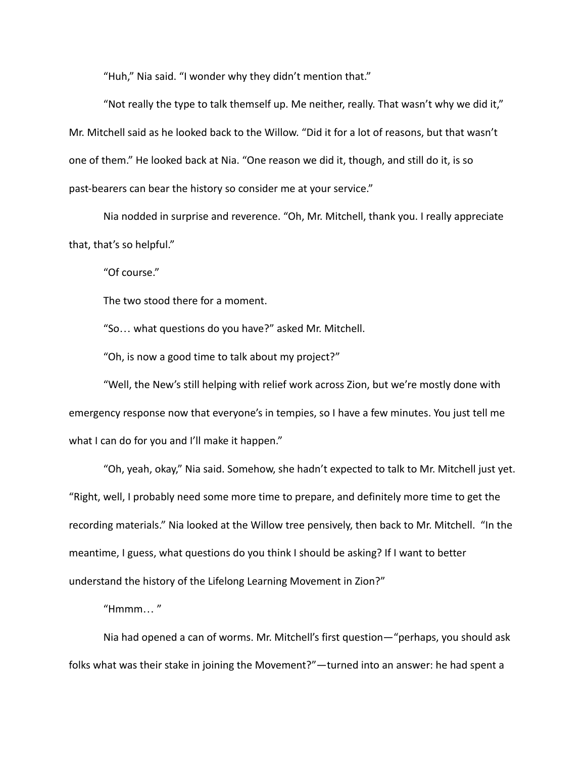“Huh,” Nia said. “I wonder why they didn’t mention that.”

“Not really the type to talk themself up. Me neither, really. That wasn’t why we did it,” Mr. Mitchell said as he looked back to the Willow. “Did it for a lot of reasons, but that wasn’t one of them.” He looked back at Nia. “One reason we did it, though, and still do it, is so past-bearers can bear the history so consider me at your service.”

Nia nodded in surprise and reverence. “Oh, Mr. Mitchell, thank you. I really appreciate that, that’s so helpful.”

“Of course.”

The two stood there for a moment.

“So… what questions do you have?” asked Mr. Mitchell.

“Oh, is now a good time to talk about my project?”

“Well, the New’s still helping with relief work across Zion, but we’re mostly done with emergency response now that everyone’s in tempies, so I have a few minutes. You just tell me what I can do for you and I’ll make it happen.”

“Oh, yeah, okay,” Nia said. Somehow, she hadn’t expected to talk to Mr. Mitchell just yet. “Right, well, I probably need some more time to prepare, and definitely more time to get the recording materials.” Nia looked at the Willow tree pensively, then back to Mr. Mitchell. “In the meantime, I guess, what questions do you think I should be asking? If I want to better understand the history of the Lifelong Learning Movement in Zion?”

“Hmmm… ”

Nia had opened a can of worms. Mr. Mitchell’s first question—“perhaps, you should ask folks what was their stake in joining the Movement?”—turned into an answer: he had spent a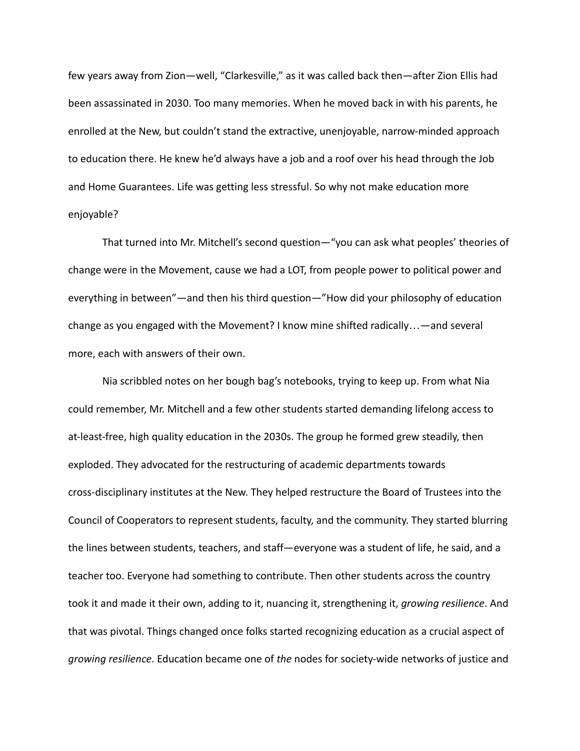few years away from Zion—well, "Clarkesville," as it was called back then—after Zion Ellis had been assassinated in 2030. Too many memories. When he moved back in with his parents, he enrolled at the New, but couldn't stand the extractive, unenjoyable, narrow-minded approach to education there. He knew he'd always have a job and a roof over his head through the Job and Home Guarantees. Life was getting less stressful. So why not make education more enjoyable?

That turned into Mr. Mitchell's second question—"you can ask what peoples' theories of change were in the Movement, cause we had a LOT, from people power to political power and everything in between"—and then his third question—"How did your philosophy of education change as you engaged with the Movement? I know mine shifted radically…—and several more, each with answers of their own.

Nia scribbled notes on her bough bag's notebooks, trying to keep up. From what Nia could remember, Mr. Mitchell and a few other students started demanding lifelong access to at-least-free, high quality education in the 2030s. The group he formed grew steadily, then exploded. They advocated for the restructuring of academic departments towards cross-disciplinary institutes at the New. They helped restructure the Board of Trustees into the Council of Cooperators to represent students, faculty, and the community. They started blurring the lines between students, teachers, and staff—everyone was a student of life, he said, and a teacher too. Everyone had something to contribute. Then other students across the country took it and made it their own, adding to it, nuancing it, strengthening it, *growing resilience*. And that was pivotal. Things changed once folks started recognizing education as a crucial aspect of *growing resilience*. Education became one of *the* nodes for society-wide networks of justice and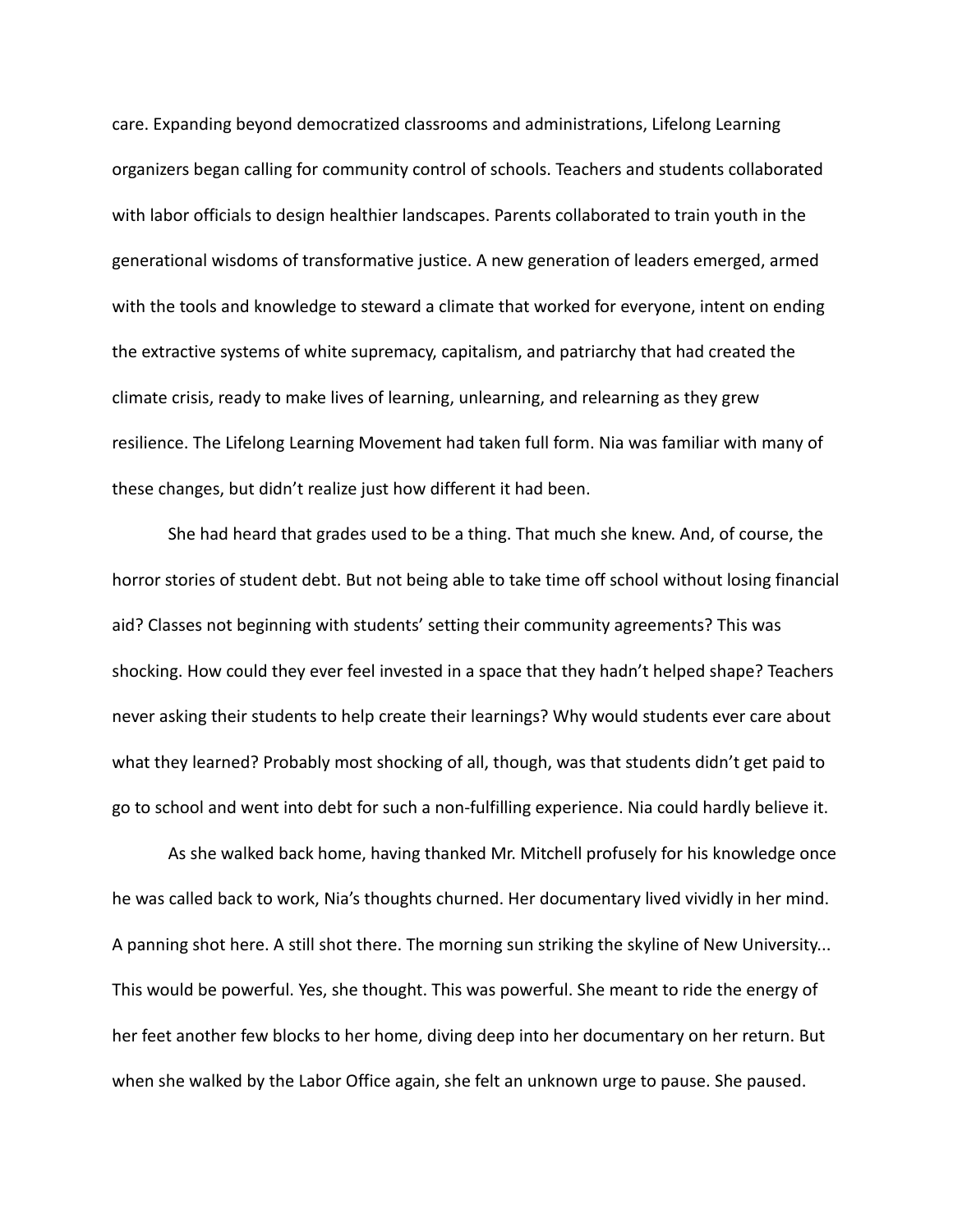care. Expanding beyond democratized classrooms and administrations, Lifelong Learning organizers began calling for community control of schools. Teachers and students collaborated with labor officials to design healthier landscapes. Parents collaborated to train youth in the generational wisdoms of transformative justice. A new generation of leaders emerged, armed with the tools and knowledge to steward a climate that worked for everyone, intent on ending the extractive systems of white supremacy, capitalism, and patriarchy that had created the climate crisis, ready to make lives of learning, unlearning, and relearning as they grew resilience. The Lifelong Learning Movement had taken full form. Nia was familiar with many of these changes, but didn't realize just how different it had been.

She had heard that grades used to be a thing. That much she knew. And, of course, the horror stories of student debt. But not being able to take time off school without losing financial aid? Classes not beginning with students' setting their community agreements? This was shocking. How could they ever feel invested in a space that they hadn't helped shape? Teachers never asking their students to help create their learnings? Why would students ever care about what they learned? Probably most shocking of all, though, was that students didn't get paid to go to school and went into debt for such a non-fulfilling experience. Nia could hardly believe it.

As she walked back home, having thanked Mr. Mitchell profusely for his knowledge once he was called back to work, Nia's thoughts churned. Her documentary lived vividly in her mind. A panning shot here. A still shot there. The morning sun striking the skyline of New University... This would be powerful. Yes, she thought. This was powerful. She meant to ride the energy of her feet another few blocks to her home, diving deep into her documentary on her return. But when she walked by the Labor Office again, she felt an unknown urge to pause. She paused.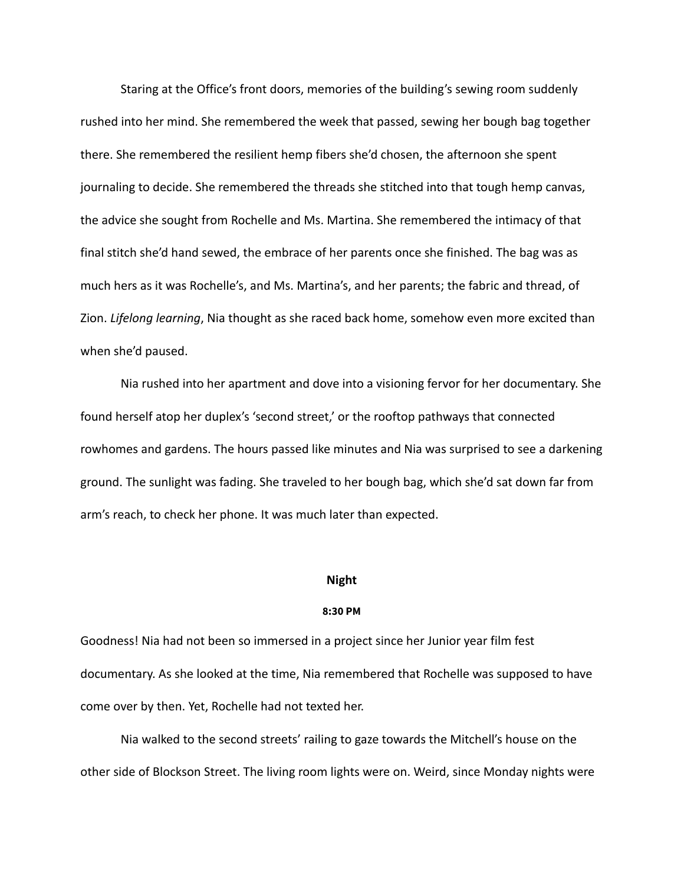Staring at the Office's front doors, memories of the building's sewing room suddenly rushed into her mind. She remembered the week that passed, sewing her bough bag together there. She remembered the resilient hemp fibers she'd chosen, the afternoon she spent journaling to decide. She remembered the threads she stitched into that tough hemp canvas, the advice she sought from Rochelle and Ms. Martina. She remembered the intimacy of that final stitch she'd hand sewed, the embrace of her parents once she finished. The bag was as much hers as it was Rochelle's, and Ms. Martina's, and her parents; the fabric and thread, of Zion. *Lifelong learning*, Nia thought as she raced back home, somehow even more excited than when she'd paused.

Nia rushed into her apartment and dove into a visioning fervor for her documentary. She found herself atop her duplex's 'second street,' or the rooftop pathways that connected rowhomes and gardens. The hours passed like minutes and Nia was surprised to see a darkening ground. The sunlight was fading. She traveled to her bough bag, which she'd sat down far from arm's reach, to check her phone. It was much later than expected.

## Night

### 8:30 PM

Goodness! Nia had not been so immersed in a project since her Junior year film fest documentary. As she looked at the time, Nia remembered that Rochelle was supposed to have come over by then. Yet, Rochelle had not texted her.

Nia walked to the second streets' railing to gaze towards the Mitchell's house on the other side of Blockson Street. The living room lights were on. Weird, since Monday nights were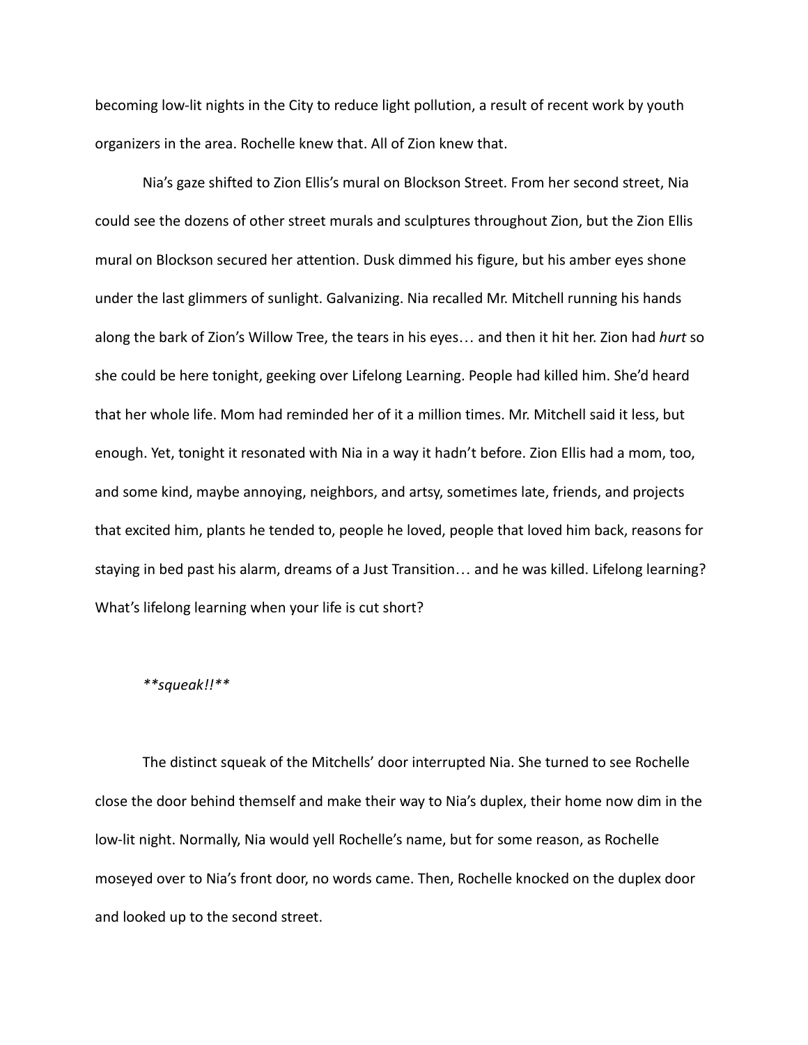becoming low-lit nights in the City to reduce light pollution, a result of recent work by youth organizers in the area. Rochelle knew that. All of Zion knew that.

Nia's gaze shifted to Zion Ellis's mural on Blockson Street. From her second street, Nia could see the dozens of other street murals and sculptures throughout Zion, but the Zion Ellis mural on Blockson secured her attention. Dusk dimmed his figure, but his amber eyes shone under the last glimmers of sunlight. Galvanizing. Nia recalled Mr. Mitchell running his hands along the bark of Zion's Willow Tree, the tears in his eyes… and then it hit her. Zion had *hurt* so she could be here tonight, geeking over Lifelong Learning. People had killed him. She'd heard that her whole life. Mom had reminded her of it a million times. Mr. Mitchell said it less, but enough. Yet, tonight it resonated with Nia in a way it hadn't before. Zion Ellis had a mom, too, and some kind, maybe annoying, neighbors, and artsy, sometimes late, friends, and projects that excited him, plants he tended to, people he loved, people that loved him back, reasons for staying in bed past his alarm, dreams of a Just Transition… and he was killed. Lifelong learning? What's lifelong learning when your life is cut short?

*\*\*squeak!!\*\**

The distinct squeak of the Mitchells' door interrupted Nia. She turned to see Rochelle close the door behind themself and make their way to Nia's duplex, their home now dim in the low-lit night. Normally, Nia would yell Rochelle's name, but for some reason, as Rochelle moseyed over to Nia's front door, no words came. Then, Rochelle knocked on the duplex door and looked up to the second street.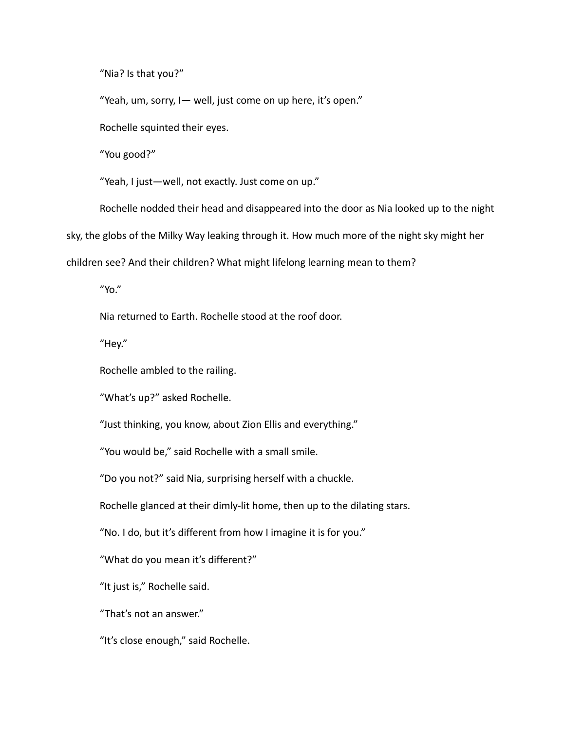"Nia? Is that you?"

"Yeah, um, sorry, I— well, just come on up here, it's open."

Rochelle squinted their eyes.

"You good?"

"Yeah, I just—well, not exactly. Just come on up."

Rochelle nodded their head and disappeared into the door as Nia looked up to the night sky, the globs of the Milky Way leaking through it. How much more of the night sky might her children see? And their children? What might lifelong learning mean to them?

"Yo."

Nia returned to Earth. Rochelle stood at the roof door.

"Hey."

Rochelle ambled to the railing.

"What's up?" asked Rochelle.

"Just thinking, you know, about Zion Ellis and everything."

"You would be," said Rochelle with a small smile.

"Do you not?" said Nia, surprising herself with a chuckle.

Rochelle glanced at their dimly-lit home, then up to the dilating stars.

"No. I do, but it's different from how I imagine it is for you."

"What do you mean it's different?"

"It just is," Rochelle said.

"That's not an answer."

"It's close enough," said Rochelle.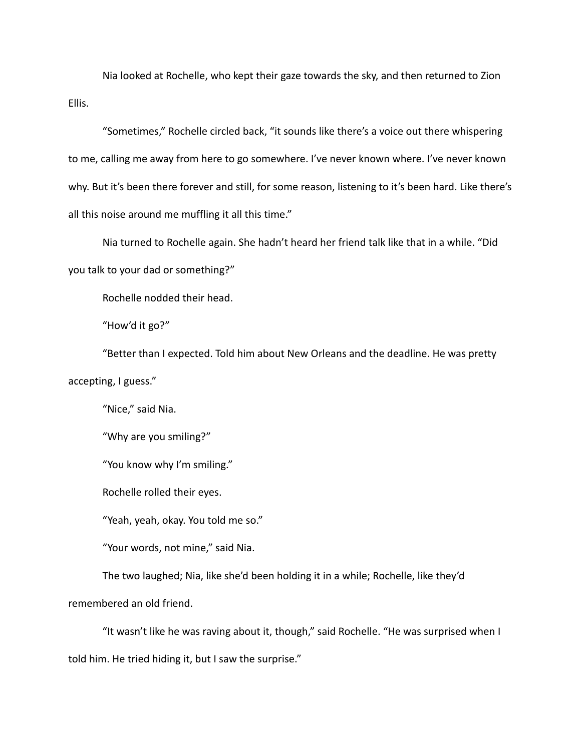Nia looked at Rochelle, who kept their gaze towards the sky, and then returned to Zion Ellis.

"Sometimes," Rochelle circled back, "it sounds like there's a voice out there whispering to me, calling me away from here to go somewhere. I've never known where. I've never known why. But it's been there forever and still, for some reason, listening to it's been hard. Like there's all this noise around me muffling it all this time."

Nia turned to Rochelle again. She hadn't heard her friend talk like that in a while. "Did you talk to your dad or something?"

Rochelle nodded their head.

"How'd it go?"

"Better than I expected. Told him about New Orleans and the deadline. He was pretty accepting, I guess."

"Nice," said Nia.

"Why are you smiling?"

"You know why I'm smiling."

Rochelle rolled their eyes.

"Yeah, yeah, okay. You told me so."

"Your words, not mine," said Nia.

The two laughed; Nia, like she'd been holding it in a while; Rochelle, like they'd remembered an old friend.

"It wasn't like he was raving about it, though," said Rochelle. "He was surprised when I told him. He tried hiding it, but I saw the surprise."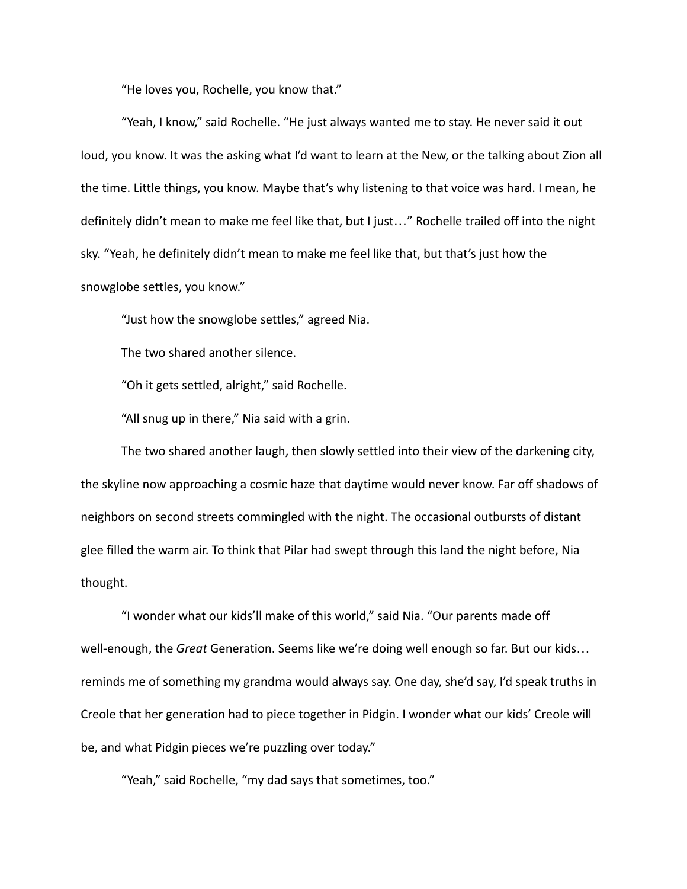"He loves you, Rochelle, you know that."

"Yeah, I know," said Rochelle. "He just always wanted me to stay. He never said it out loud, you know. It was the asking what I'd want to learn at the New, or the talking about Zion all the time. Little things, you know. Maybe that's why listening to that voice was hard. I mean, he definitely didn't mean to make me feel like that, but I just…" Rochelle trailed off into the night sky. "Yeah, he definitely didn't mean to make me feel like that, but that's just how the snowglobe settles, you know."

"Just how the snowglobe settles," agreed Nia.

The two shared another silence.

"Oh it gets settled, alright," said Rochelle.

"All snug up in there," Nia said with a grin.

The two shared another laugh, then slowly settled into their view of the darkening city, the skyline now approaching a cosmic haze that daytime would never know. Far off shadows of neighbors on second streets commingled with the night. The occasional outbursts of distant glee filled the warm air. To think that Pilar had swept through this land the night before, Nia thought.

"I wonder what our kids'll make of this world," said Nia. "Our parents made off well-enough, the *Great* Generation. Seems like we're doing well enough so far. But our kids… reminds me of something my grandma would always say. One day, she'd say, I'd speak truths in Creole that her generation had to piece together in Pidgin. I wonder what our kids' Creole will be, and what Pidgin pieces we're puzzling over today."

"Yeah," said Rochelle, "my dad says that sometimes, too."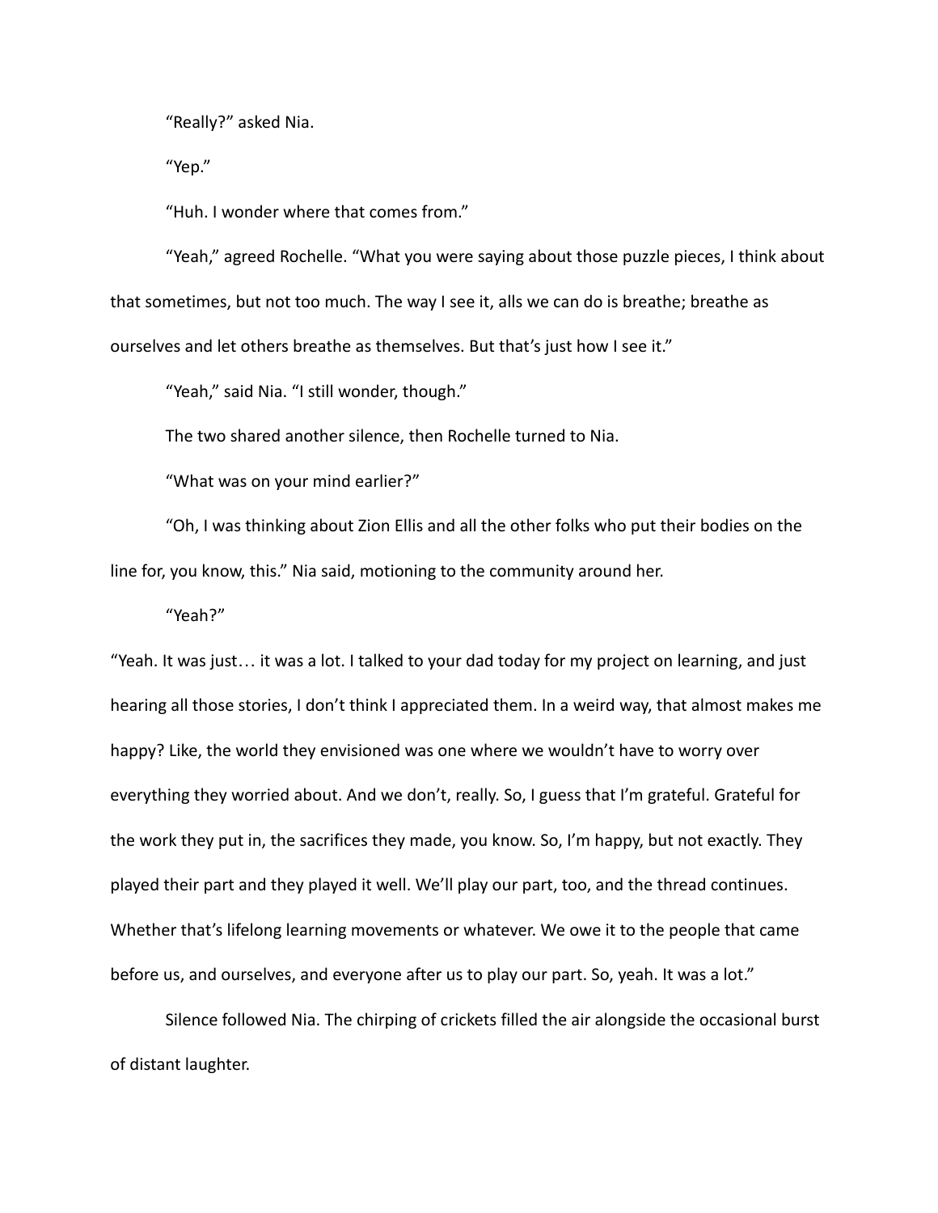"Really?" asked Nia.

"Yep."

"Huh. I wonder where that comes from."

"Yeah," agreed Rochelle. "What you were saying about those puzzle pieces, I think about that sometimes, but not too much. The way I see it, alls we can do is breathe; breathe as ourselves and let others breathe as themselves. But that's just how I see it."

"Yeah," said Nia. "I still wonder, though."

The two shared another silence, then Rochelle turned to Nia.

"What was on your mind earlier?"

"Oh, I was thinking about Zion Ellis and all the other folks who put their bodies on the line for, you know, this." Nia said, motioning to the community around her.

"Yeah?"

"Yeah. It was just… it was a lot. I talked to your dad today for my project on learning, and just hearing all those stories, I don't think I appreciated them. In a weird way, that almost makes me happy? Like, the world they envisioned was one where we wouldn't have to worry over everything they worried about. And we don't, really. So, I guess that I'm grateful. Grateful for the work they put in, the sacrifices they made, you know. So, I'm happy, but not exactly. They played their part and they played it well. We'll play our part, too, and the thread continues. Whether that's lifelong learning movements or whatever. We owe it to the people that came before us, and ourselves, and everyone after us to play our part. So, yeah. It was a lot."

Silence followed Nia. The chirping of crickets filled the air alongside the occasional burst of distant laughter.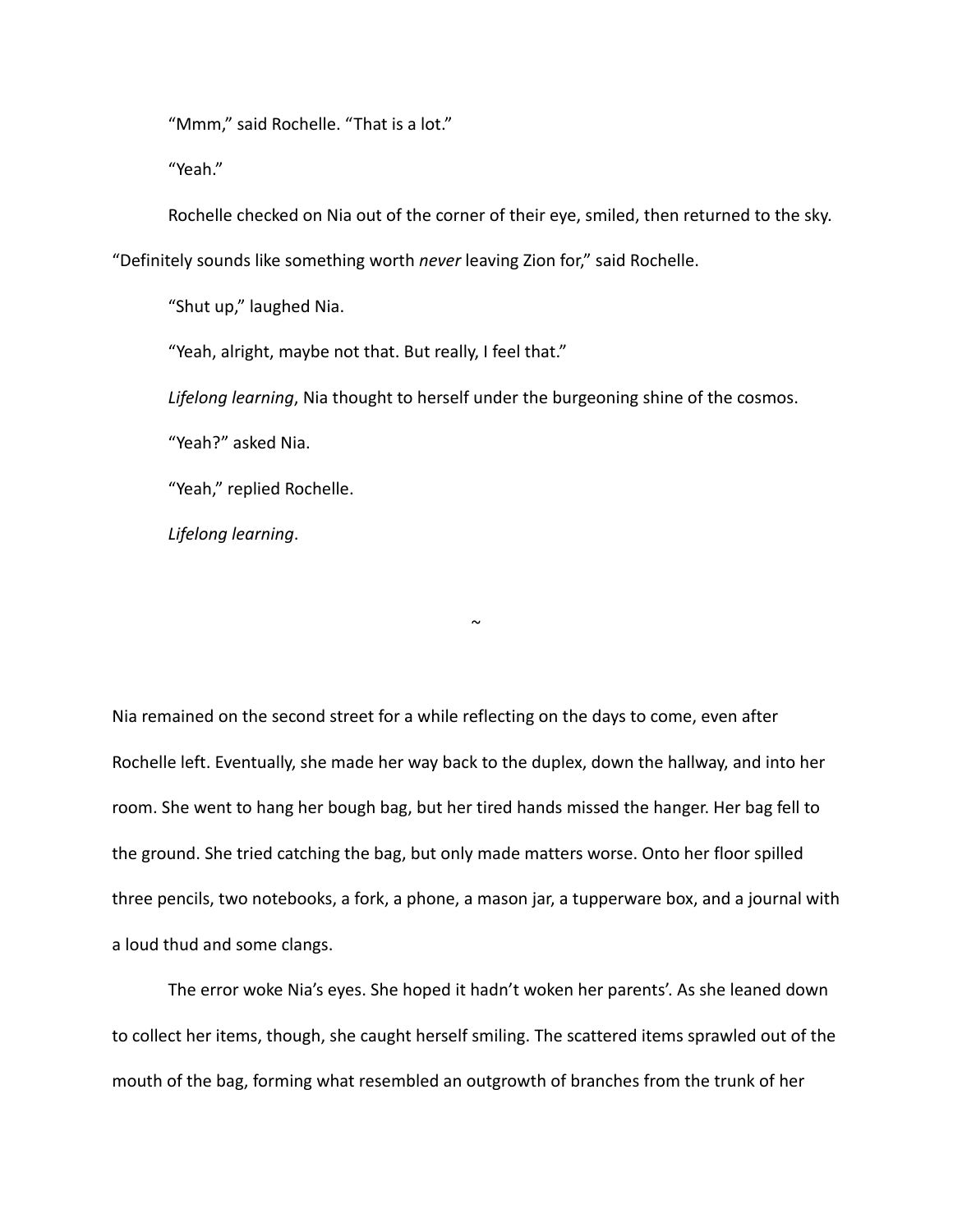"Mmm," said Rochelle. "That is a lot."

"Yeah."

Rochelle checked on Nia out of the corner of their eye, smiled, then returned to the sky. "Definitely sounds like something worth *never* leaving Zion for," said Rochelle.

"Shut up," laughed Nia.

"Yeah, alright, maybe not that. But really, I feel that."

*Lifelong learning*, Nia thought to herself under the burgeoning shine of the cosmos.

"Yeah?" asked Nia.

"Yeah," replied Rochelle.

*Lifelong learning*.

~

Nia remained on the second street for a while reflecting on the days to come, even after Rochelle left. Eventually, she made her way back to the duplex, down the hallway, and into her room. She went to hang her bough bag, but her tired hands missed the hanger. Her bag fell to the ground. She tried catching the bag, but only made matters worse. Onto her floor spilled three pencils, two notebooks, a fork, a phone, a mason jar, a tupperware box, and a journal with a loud thud and some clangs.

The error woke Nia's eyes. She hoped it hadn't woken her parents'. As she leaned down to collect her items, though, she caught herself smiling. The scattered items sprawled out of the mouth of the bag, forming what resembled an outgrowth of branches from the trunk of her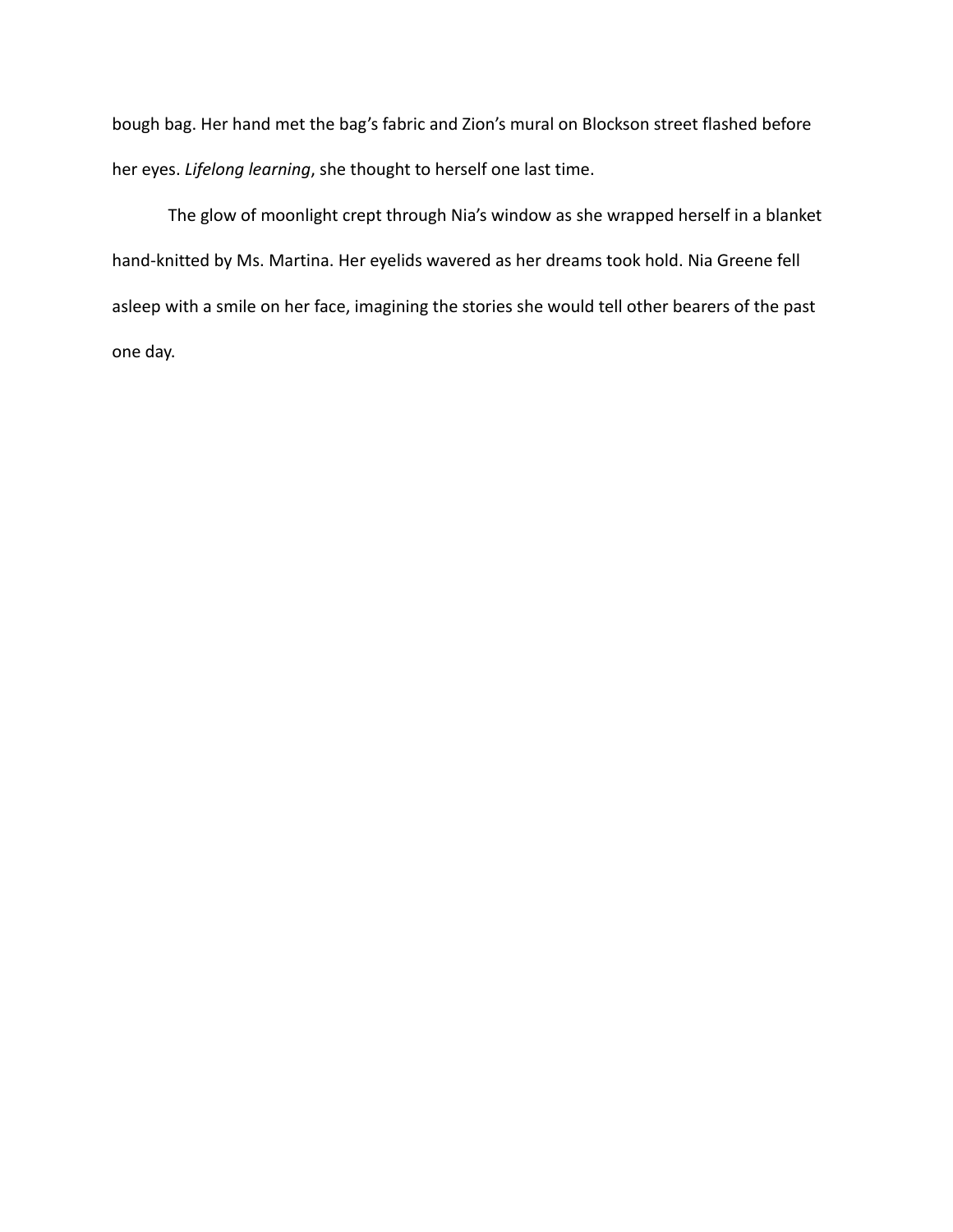bough bag. Her hand met the bag's fabric and Zion's mural on Blockson street flashed before her eyes. *Lifelong learning*, she thought to herself one last time.

The glow of moonlight crept through Nia's window as she wrapped herself in a blanket hand-knitted by Ms. Martina. Her eyelids wavered as her dreams took hold. Nia Greene fell asleep with a smile on her face, imagining the stories she would tell other bearers of the past one day.